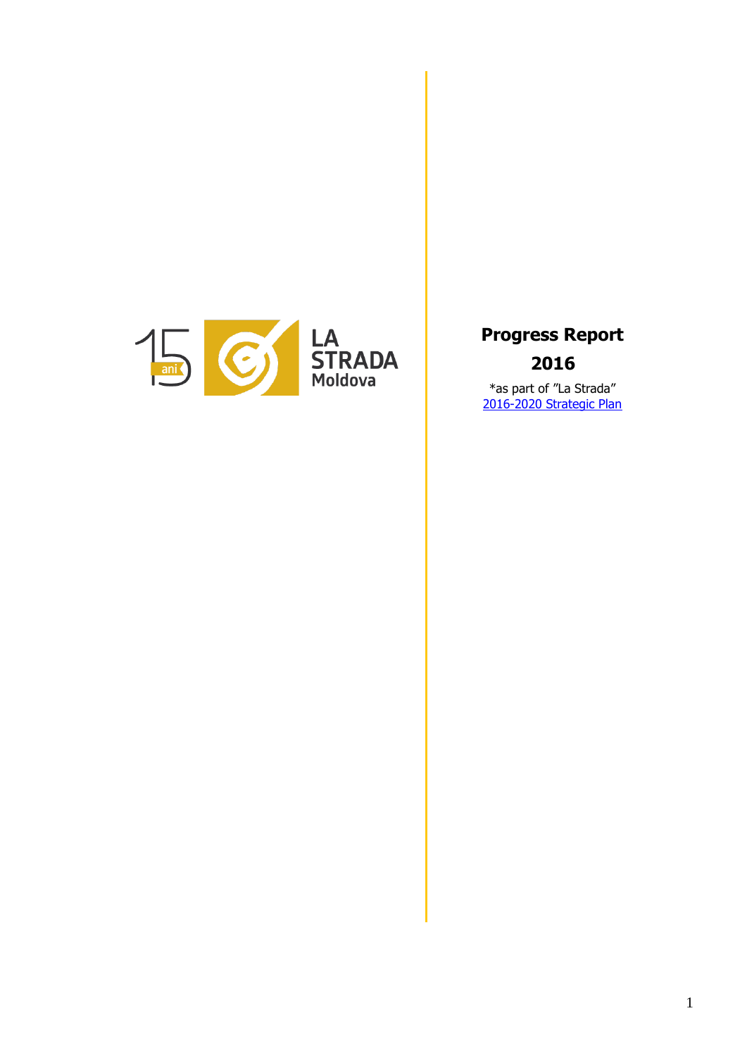15 ani

LA STRADA Moldova

# Progress Report 2016

*as part of ”La Strada” [2016-2020 Strategic Plan]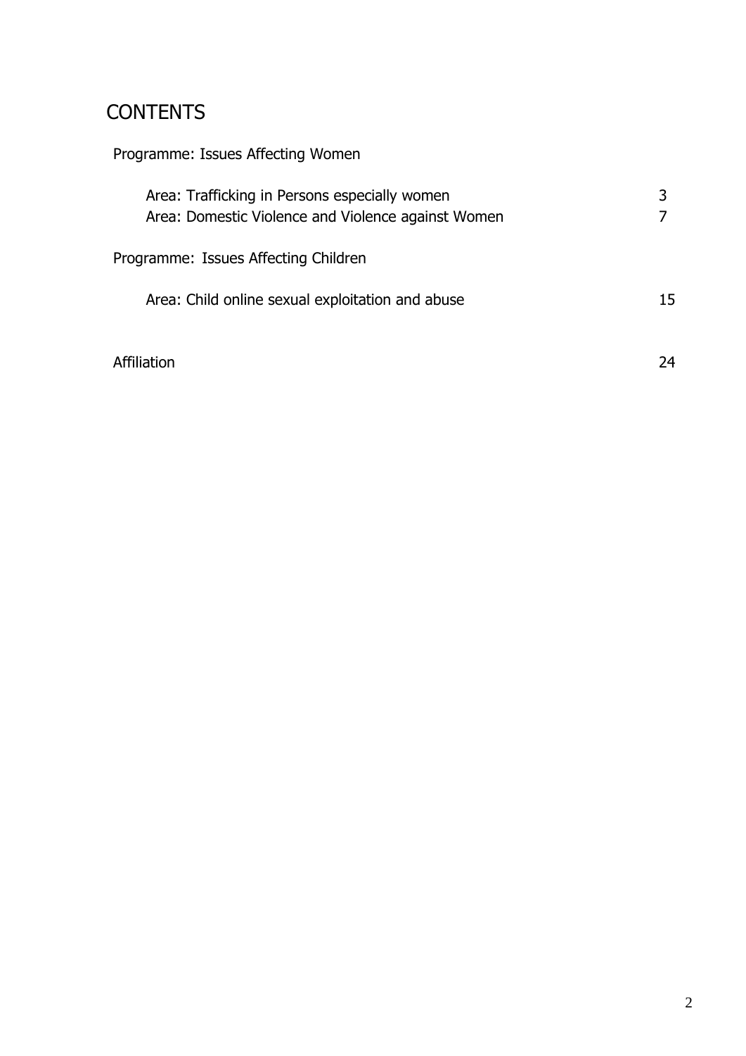# CONTENTS

Programme: Issues Affecting Women

| | |
|---|---|
| Area: Trafficking in Persons especially women | 3 |
| Area: Domestic Violence and Violence against Women | 7 |

Programme: Issues Affecting Children

| | |
|---|---|
| Area: Child online sexual exploitation and abuse | 15 |

| | |
|---|---|
| Affiliation | 24 |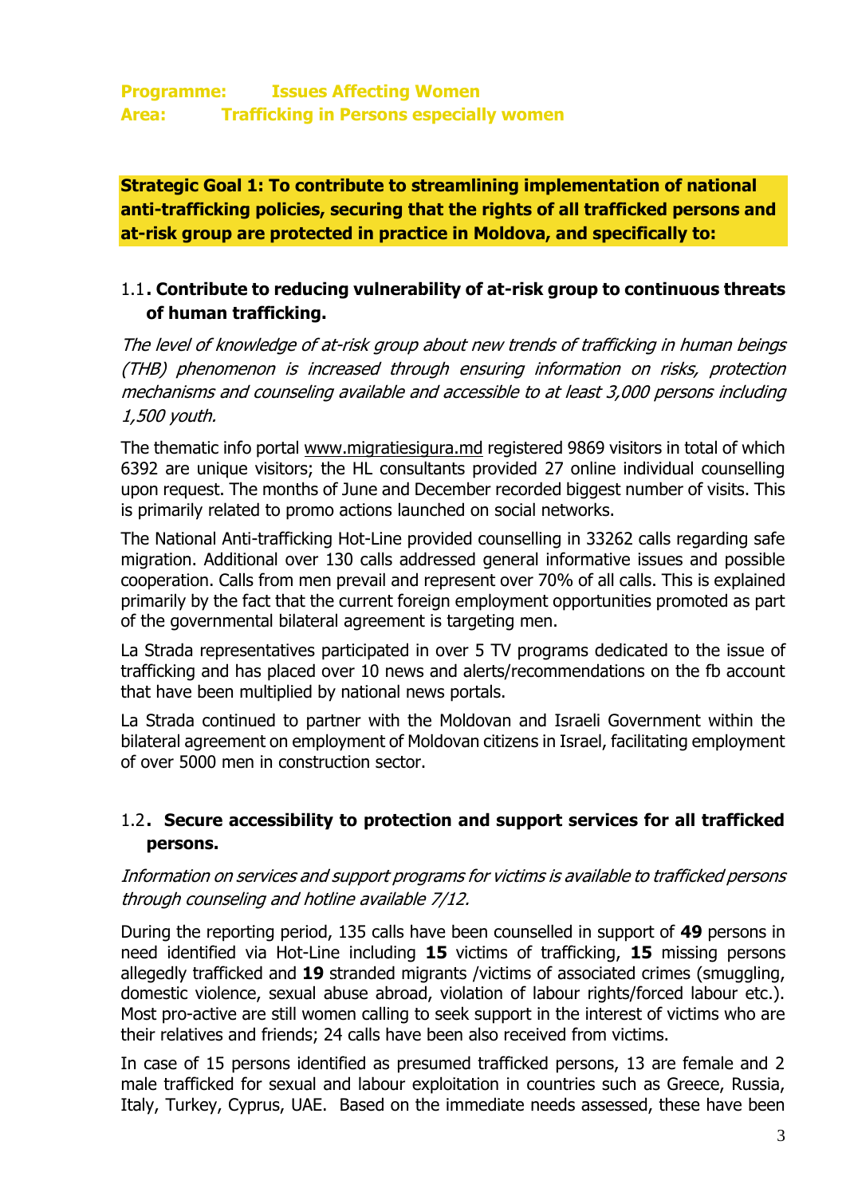**Programme:** **Issues Affecting Women**
**Area:** **Trafficking in Persons especially women**

**Strategic Goal 1: To contribute to streamlining implementation of national anti-trafficking policies, securing that the rights of all trafficked persons and at-risk group are protected in practice in Moldova, and specifically to:**

### 1.1. Contribute to reducing vulnerability of at-risk group to continuous threats of human trafficking.

*The level of knowledge of at-risk group about new trends of trafficking in human beings (THB) phenomenon is increased through ensuring information on risks, protection mechanisms and counseling available and accessible to at least 3,000 persons including 1,500 youth.*

The thematic info portal www.migratiesigura.md registered 9869 visitors in total of which 6392 are unique visitors; the HL consultants provided 27 online individual counselling upon request. The months of June and December recorded biggest number of visits. This is primarily related to promo actions launched on social networks.

The National Anti-trafficking Hot-Line provided counselling in 33262 calls regarding safe migration. Additional over 130 calls addressed general informative issues and possible cooperation. Calls from men prevail and represent over 70% of all calls. This is explained primarily by the fact that the current foreign employment opportunities promoted as part of the governmental bilateral agreement is targeting men.

La Strada representatives participated in over 5 TV programs dedicated to the issue of trafficking and has placed over 10 news and alerts/recommendations on the fb account that have been multiplied by national news portals.

La Strada continued to partner with the Moldovan and Israeli Government within the bilateral agreement on employment of Moldovan citizens in Israel, facilitating employment of over 5000 men in construction sector.

### 1.2. Secure accessibility to protection and support services for all trafficked persons.

*Information on services and support programs for victims is available to trafficked persons through counseling and hotline available 7/12.*

During the reporting period, 135 calls have been counselled in support of **49** persons in need identified via Hot-Line including **15** victims of trafficking, **15** missing persons allegedly trafficked and **19** stranded migrants /victims of associated crimes (smuggling, domestic violence, sexual abuse abroad, violation of labour rights/forced labour etc.). Most pro-active are still women calling to seek support in the interest of victims who are their relatives and friends; 24 calls have been also received from victims.

In case of 15 persons identified as presumed trafficked persons, 13 are female and 2 male trafficked for sexual and labour exploitation in countries such as Greece, Russia, Italy, Turkey, Cyprus, UAE. Based on the immediate needs assessed, these have been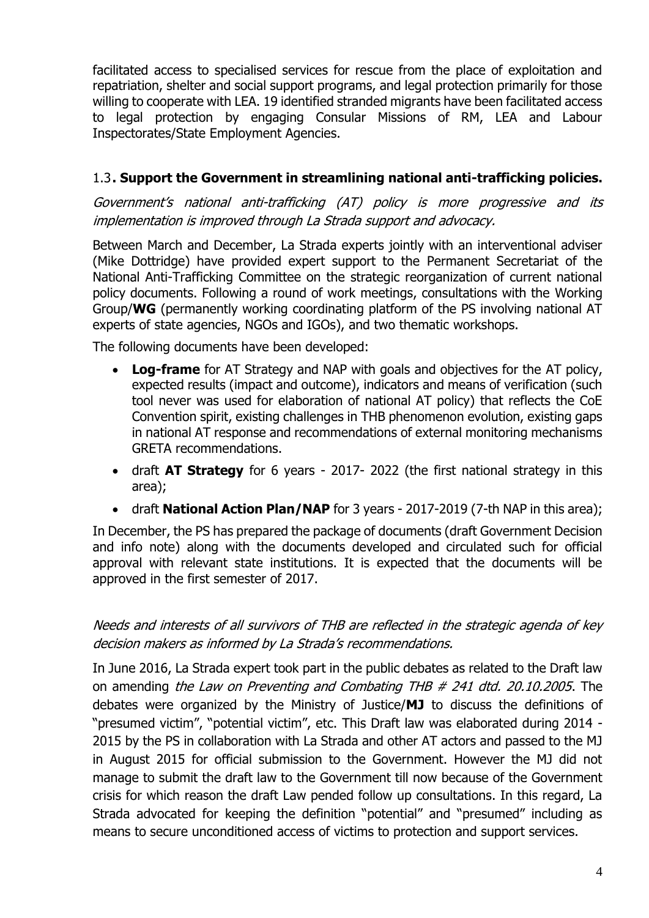facilitated access to specialised services for rescue from the place of exploitation and repatriation, shelter and social support programs, and legal protection primarily for those willing to cooperate with LEA. 19 identified stranded migrants have been facilitated access to legal protection by engaging Consular Missions of RM, LEA and Labour Inspectorates/State Employment Agencies.

### 1.3. Support the Government in streamlining national anti-trafficking policies.

*Government's national anti-trafficking (AT) policy is more progressive and its implementation is improved through La Strada support and advocacy.*

Between March and December, La Strada experts jointly with an interventional adviser (Mike Dottridge) have provided expert support to the Permanent Secretariat of the National Anti-Trafficking Committee on the strategic reorganization of current national policy documents. Following a round of work meetings, consultations with the Working Group/**WG** (permanently working coordinating platform of the PS involving national AT experts of state agencies, NGOs and IGOs), and two thematic workshops.

The following documents have been developed:

- **Log-frame** for AT Strategy and NAP with goals and objectives for the AT policy, expected results (impact and outcome), indicators and means of verification (such tool never was used for elaboration of national AT policy) that reflects the CoE Convention spirit, existing challenges in THB phenomenon evolution, existing gaps in national AT response and recommendations of external monitoring mechanisms GRETA recommendations.
- draft **AT Strategy** for 6 years - 2017- 2022 (the first national strategy in this area);
- draft **National Action Plan/NAP** for 3 years - 2017-2019 (7-th NAP in this area);

In December, the PS has prepared the package of documents (draft Government Decision and info note) along with the documents developed and circulated such for official approval with relevant state institutions. It is expected that the documents will be approved in the first semester of 2017.

*Needs and interests of all survivors of THB are reflected in the strategic agenda of key decision makers as informed by La Strada's recommendations.*

In June 2016, La Strada expert took part in the public debates as related to the Draft law on amending *the Law on Preventing and Combating THB # 241 dtd. 20.10.2005*. The debates were organized by the Ministry of Justice/**MJ** to discuss the definitions of "presumed victim", "potential victim", etc. This Draft law was elaborated during 2014 - 2015 by the PS in collaboration with La Strada and other AT actors and passed to the MJ in August 2015 for official submission to the Government. However the MJ did not manage to submit the draft law to the Government till now because of the Government crisis for which reason the draft Law pended follow up consultations. In this regard, La Strada advocated for keeping the definition "potential" and "presumed" including as means to secure unconditioned access of victims to protection and support services.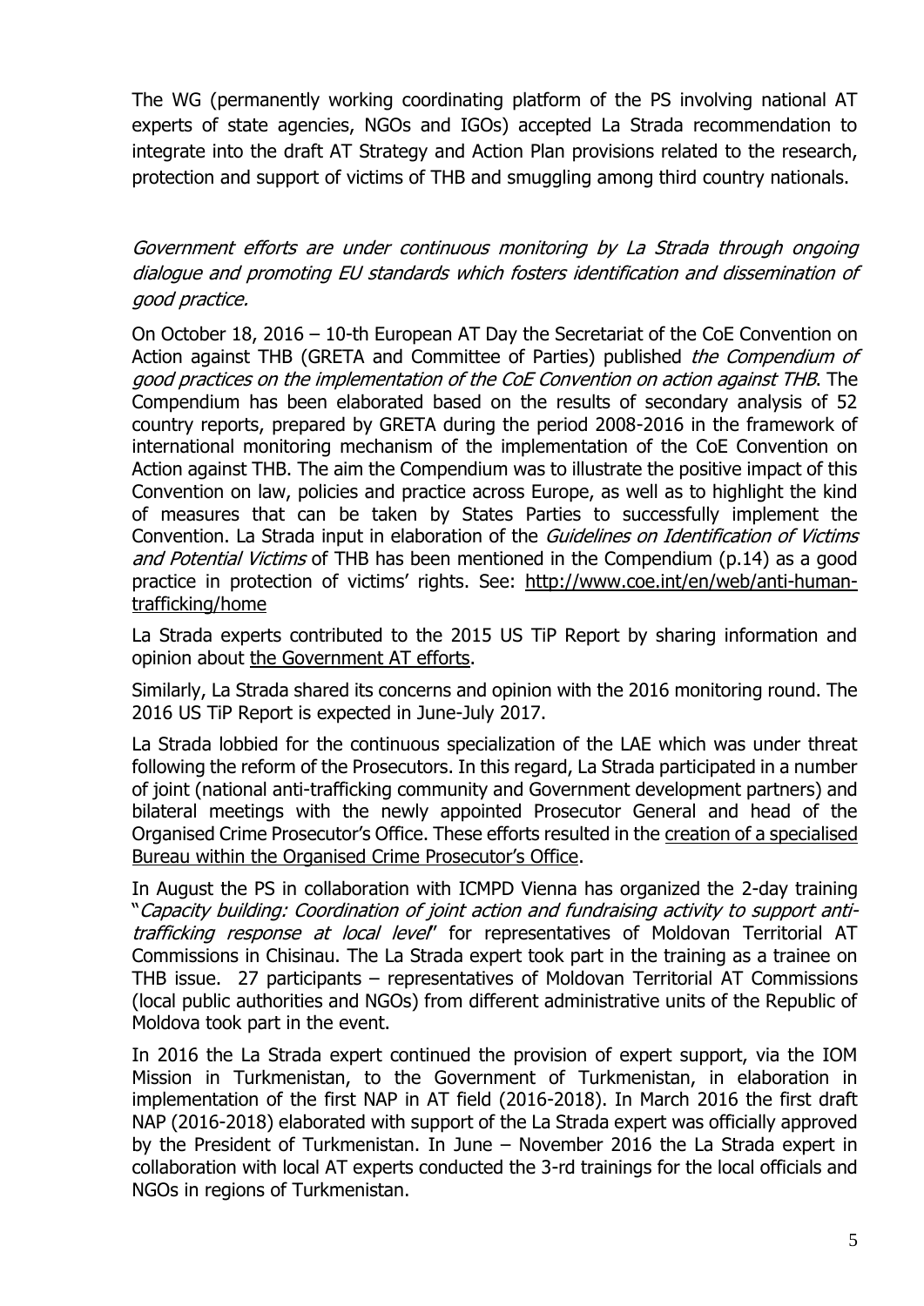The WG (permanently working coordinating platform of the PS involving national AT experts of state agencies, NGOs and IGOs) accepted La Strada recommendation to integrate into the draft AT Strategy and Action Plan provisions related to the research, protection and support of victims of THB and smuggling among third country nationals.

*Government efforts are under continuous monitoring by La Strada through ongoing dialogue and promoting EU standards which fosters identification and dissemination of good practice.*

On October 18, 2016 – 10-th European AT Day the Secretariat of the CoE Convention on Action against THB (GRETA and Committee of Parties) published *the Compendium of good practices on the implementation of the CoE Convention on action against THB*. The Compendium has been elaborated based on the results of secondary analysis of 52 country reports, prepared by GRETA during the period 2008-2016 in the framework of international monitoring mechanism of the implementation of the CoE Convention on Action against THB. The aim the Compendium was to illustrate the positive impact of this Convention on law, policies and practice across Europe, as well as to highlight the kind of measures that can be taken by States Parties to successfully implement the Convention. La Strada input in elaboration of the *Guidelines on Identification of Victims and Potential Victims* of THB has been mentioned in the Compendium (p.14) as a good practice in protection of victims' rights. See: http://www.coe.int/en/web/anti-human-trafficking/home

La Strada experts contributed to the 2015 US TiP Report by sharing information and opinion about the Government AT efforts.

Similarly, La Strada shared its concerns and opinion with the 2016 monitoring round. The 2016 US TiP Report is expected in June-July 2017.

La Strada lobbied for the continuous specialization of the LAE which was under threat following the reform of the Prosecutors. In this regard, La Strada participated in a number of joint (national anti-trafficking community and Government development partners) and bilateral meetings with the newly appointed Prosecutor General and head of the Organised Crime Prosecutor's Office. These efforts resulted in the creation of a specialised Bureau within the Organised Crime Prosecutor's Office.

In August the PS in collaboration with ICMPD Vienna has organized the 2-day training "*Capacity building: Coordination of joint action and fundraising activity to support anti-trafficking response at local level*" for representatives of Moldovan Territorial AT Commissions in Chisinau. The La Strada expert took part in the training as a trainee on THB issue. 27 participants – representatives of Moldovan Territorial AT Commissions (local public authorities and NGOs) from different administrative units of the Republic of Moldova took part in the event.

In 2016 the La Strada expert continued the provision of expert support, via the IOM Mission in Turkmenistan, to the Government of Turkmenistan, in elaboration in implementation of the first NAP in AT field (2016-2018). In March 2016 the first draft NAP (2016-2018) elaborated with support of the La Strada expert was officially approved by the President of Turkmenistan. In June – November 2016 the La Strada expert in collaboration with local AT experts conducted the 3-rd trainings for the local officials and NGOs in regions of Turkmenistan.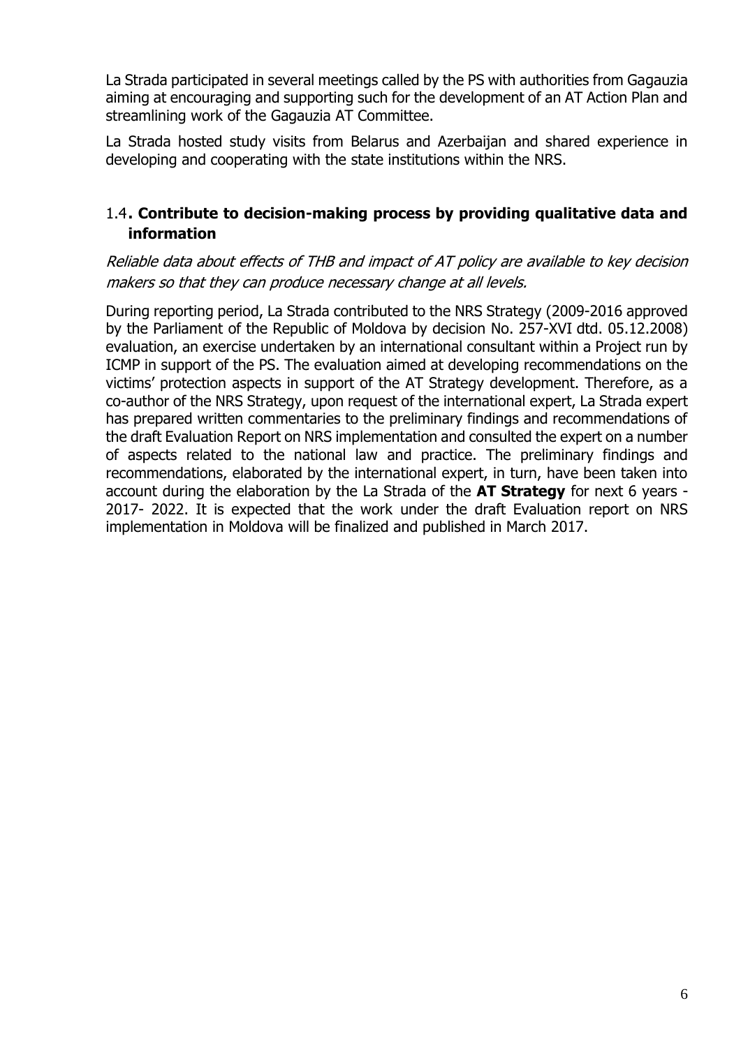La Strada participated in several meetings called by the PS with authorities from Gagauzia aiming at encouraging and supporting such for the development of an AT Action Plan and streamlining work of the Gagauzia AT Committee.

La Strada hosted study visits from Belarus and Azerbaijan and shared experience in developing and cooperating with the state institutions within the NRS.

### 1.4. Contribute to decision-making process by providing qualitative data and information

*Reliable data about effects of THB and impact of AT policy are available to key decision makers so that they can produce necessary change at all levels.*

During reporting period, La Strada contributed to the NRS Strategy (2009-2016 approved by the Parliament of the Republic of Moldova by decision No. 257-XVI dtd. 05.12.2008) evaluation, an exercise undertaken by an international consultant within a Project run by ICMP in support of the PS. The evaluation aimed at developing recommendations on the victims' protection aspects in support of the AT Strategy development. Therefore, as a co-author of the NRS Strategy, upon request of the international expert, La Strada expert has prepared written commentaries to the preliminary findings and recommendations of the draft Evaluation Report on NRS implementation and consulted the expert on a number of aspects related to the national law and practice. The preliminary findings and recommendations, elaborated by the international expert, in turn, have been taken into account during the elaboration by the La Strada of the **AT Strategy** for next 6 years - 2017- 2022. It is expected that the work under the draft Evaluation report on NRS implementation in Moldova will be finalized and published in March 2017.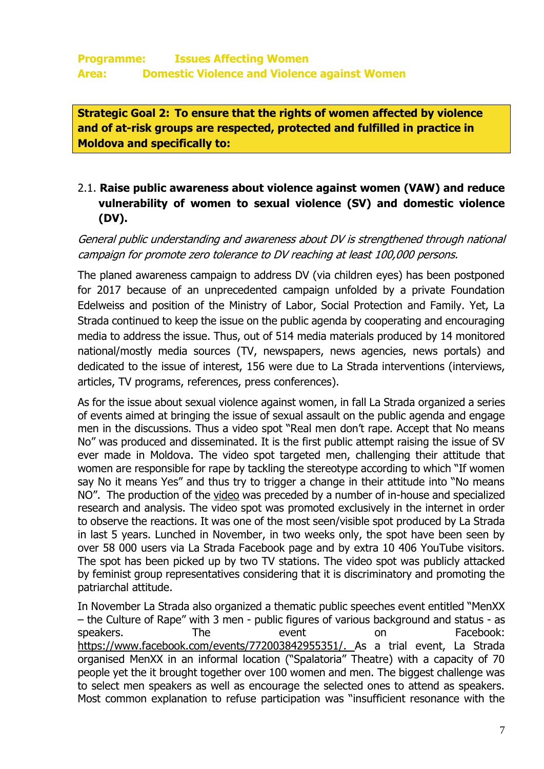**Programme: Issues Affecting Women**
**Area: Domestic Violence and Violence against Women**

**Strategic Goal 2: To ensure that the rights of women affected by violence and of at-risk groups are respected, protected and fulfilled in practice in Moldova and specifically to:**

2.1. **Raise public awareness about violence against women (VAW) and reduce vulnerability of women to sexual violence (SV) and domestic violence (DV).**

*General public understanding and awareness about DV is strengthened through national campaign for promote zero tolerance to DV reaching at least 100,000 persons.*

The planed awareness campaign to address DV (via children eyes) has been postponed for 2017 because of an unprecedented campaign unfolded by a private Foundation Edelweiss and position of the Ministry of Labor, Social Protection and Family. Yet, La Strada continued to keep the issue on the public agenda by cooperating and encouraging media to address the issue. Thus, out of 514 media materials produced by 14 monitored national/mostly media sources (TV, newspapers, news agencies, news portals) and dedicated to the issue of interest, 156 were due to La Strada interventions (interviews, articles, TV programs, references, press conferences).

As for the issue about sexual violence against women, in fall La Strada organized a series of events aimed at bringing the issue of sexual assault on the public agenda and engage men in the discussions. Thus a video spot "Real men don't rape. Accept that No means No" was produced and disseminated. It is the first public attempt raising the issue of SV ever made in Moldova. The video spot targeted men, challenging their attitude that women are responsible for rape by tackling the stereotype according to which "If women say No it means Yes" and thus try to trigger a change in their attitude into "No means NO". The production of the video was preceded by a number of in-house and specialized research and analysis. The video spot was promoted exclusively in the internet in order to observe the reactions. It was one of the most seen/visible spot produced by La Strada in last 5 years. Lunched in November, in two weeks only, the spot have been seen by over 58 000 users via La Strada Facebook page and by extra 10 406 YouTube visitors. The spot has been picked up by two TV stations. The video spot was publicly attacked by feminist group representatives considering that it is discriminatory and promoting the patriarchal attitude.

In November La Strada also organized a thematic public speeches event entitled "MenXX – the Culture of Rape" with 3 men - public figures of various background and status - as speakers. The event on Facebook: https://www.facebook.com/events/772003842955351/. As a trial event, La Strada organised MenXX in an informal location ("Spalatoria" Theatre) with a capacity of 70 people yet the it brought together over 100 women and men. The biggest challenge was to select men speakers as well as encourage the selected ones to attend as speakers. Most common explanation to refuse participation was "insufficient resonance with the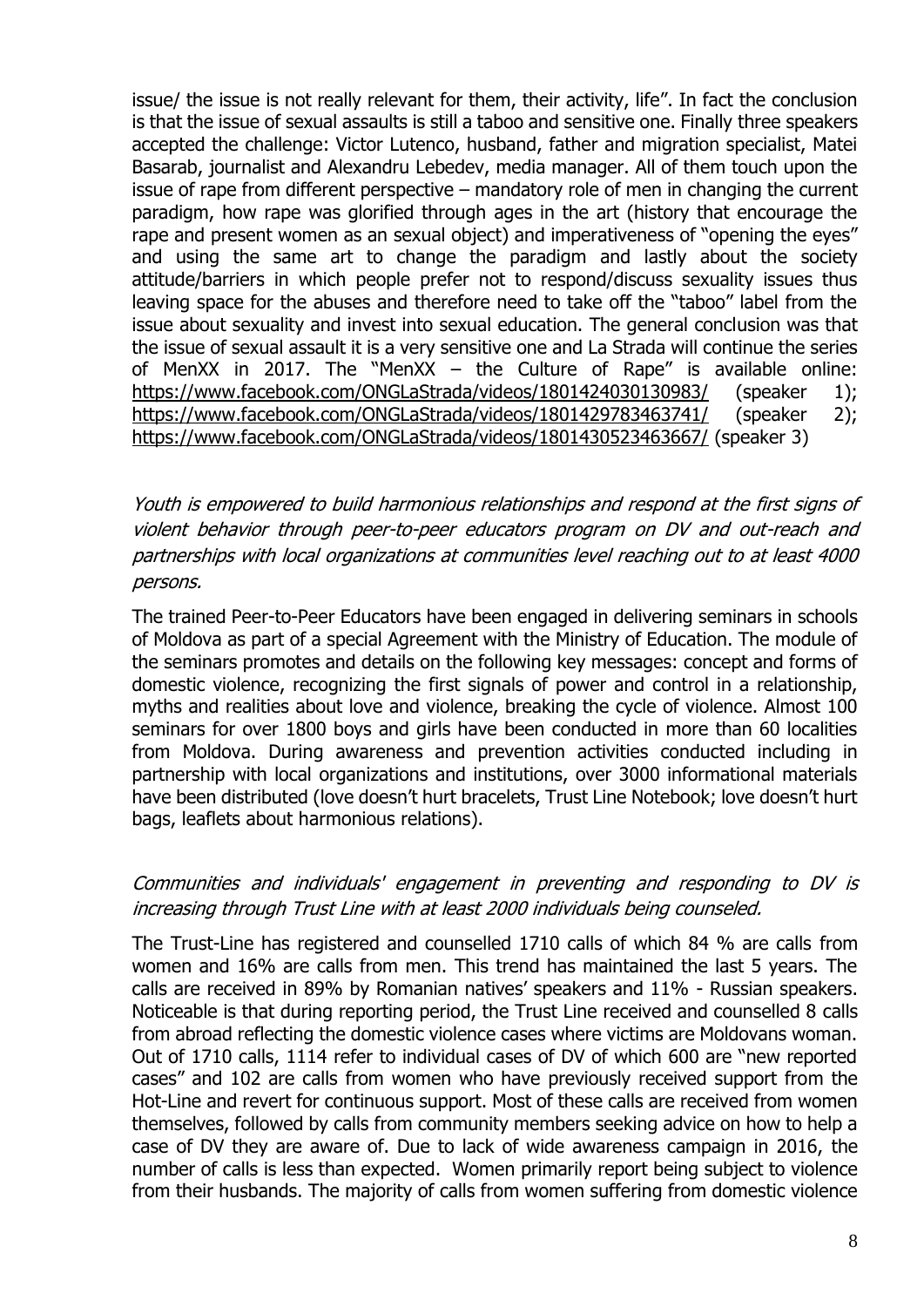issue/ the issue is not really relevant for them, their activity, life". In fact the conclusion is that the issue of sexual assaults is still a taboo and sensitive one. Finally three speakers accepted the challenge: Victor Lutenco, husband, father and migration specialist, Matei Basarab, journalist and Alexandru Lebedev, media manager. All of them touch upon the issue of rape from different perspective – mandatory role of men in changing the current paradigm, how rape was glorified through ages in the art (history that encourage the rape and present women as an sexual object) and imperativeness of "opening the eyes" and using the same art to change the paradigm and lastly about the society attitude/barriers in which people prefer not to respond/discuss sexuality issues thus leaving space for the abuses and therefore need to take off the "taboo" label from the issue about sexuality and invest into sexual education. The general conclusion was that the issue of sexual assault it is a very sensitive one and La Strada will continue the series of MenXX in 2017. The "MenXX – the Culture of Rape" is available online: https://www.facebook.com/ONGLaStrada/videos/1801424030130983/ (speaker 1); https://www.facebook.com/ONGLaStrada/videos/1801429783463741/ (speaker 2); https://www.facebook.com/ONGLaStrada/videos/1801430523463667/ (speaker 3)

*Youth is empowered to build harmonious relationships and respond at the first signs of violent behavior through peer-to-peer educators program on DV and out-reach and partnerships with local organizations at communities level reaching out to at least 4000 persons.*

The trained Peer-to-Peer Educators have been engaged in delivering seminars in schools of Moldova as part of a special Agreement with the Ministry of Education. The module of the seminars promotes and details on the following key messages: concept and forms of domestic violence, recognizing the first signals of power and control in a relationship, myths and realities about love and violence, breaking the cycle of violence. Almost 100 seminars for over 1800 boys and girls have been conducted in more than 60 localities from Moldova. During awareness and prevention activities conducted including in partnership with local organizations and institutions, over 3000 informational materials have been distributed (love doesn't hurt bracelets, Trust Line Notebook; love doesn't hurt bags, leaflets about harmonious relations).

*Communities and individuals' engagement in preventing and responding to DV is increasing through Trust Line with at least 2000 individuals being counseled.*

The Trust-Line has registered and counselled 1710 calls of which 84 % are calls from women and 16% are calls from men. This trend has maintained the last 5 years. The calls are received in 89% by Romanian natives' speakers and 11% - Russian speakers. Noticeable is that during reporting period, the Trust Line received and counselled 8 calls from abroad reflecting the domestic violence cases where victims are Moldovans woman. Out of 1710 calls, 1114 refer to individual cases of DV of which 600 are "new reported cases" and 102 are calls from women who have previously received support from the Hot-Line and revert for continuous support. Most of these calls are received from women themselves, followed by calls from community members seeking advice on how to help a case of DV they are aware of. Due to lack of wide awareness campaign in 2016, the number of calls is less than expected. Women primarily report being subject to violence from their husbands. The majority of calls from women suffering from domestic violence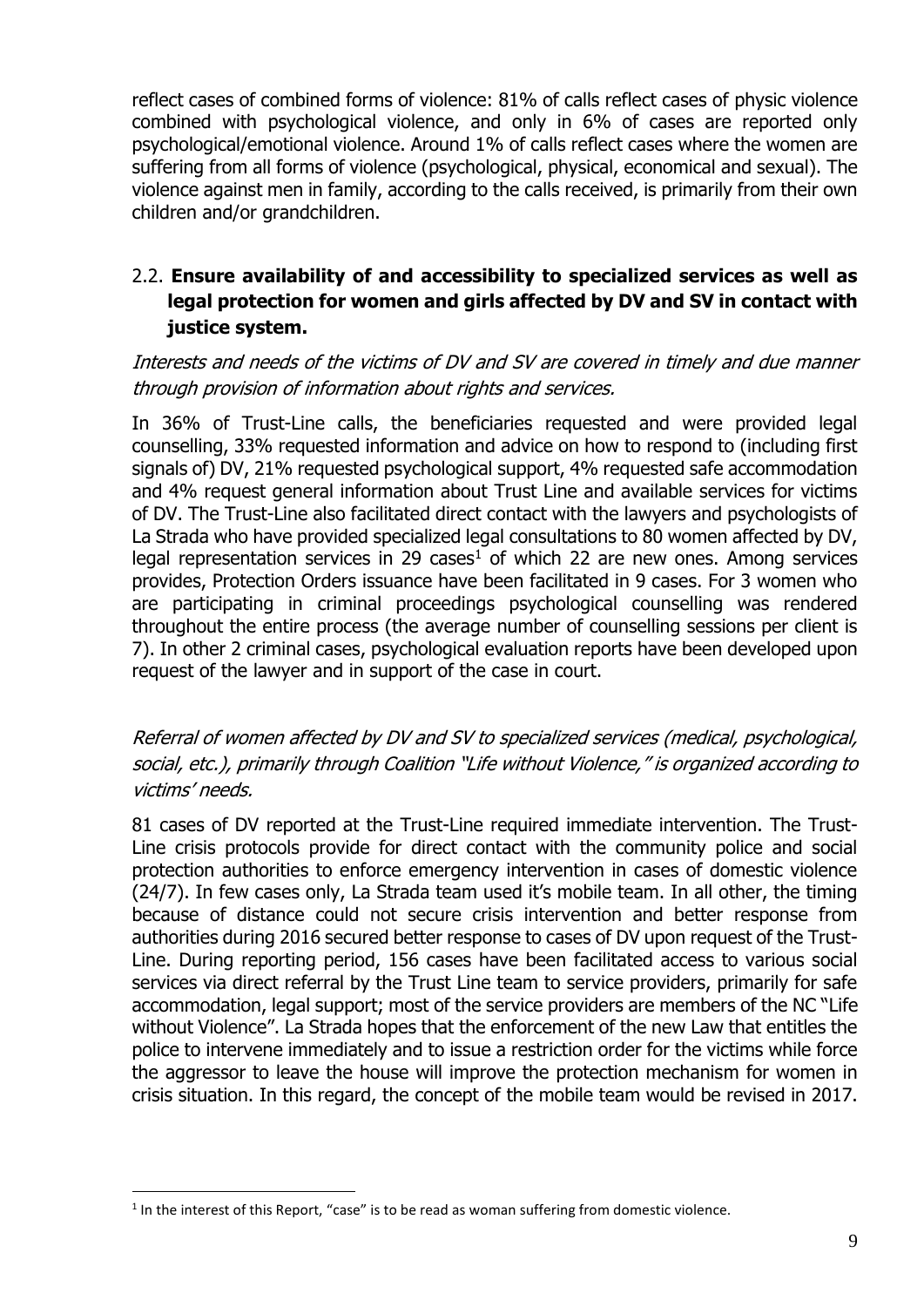reflect cases of combined forms of violence: 81% of calls reflect cases of physic violence combined with psychological violence, and only in 6% of cases are reported only psychological/emotional violence. Around 1% of calls reflect cases where the women are suffering from all forms of violence (psychological, physical, economical and sexual). The violence against men in family, according to the calls received, is primarily from their own children and/or grandchildren.

## 2.2. **Ensure availability of and accessibility to specialized services as well as legal protection for women and girls affected by DV and SV in contact with justice system.**

*Interests and needs of the victims of DV and SV are covered in timely and due manner through provision of information about rights and services.*

In 36% of Trust-Line calls, the beneficiaries requested and were provided legal counselling, 33% requested information and advice on how to respond to (including first signals of) DV, 21% requested psychological support, 4% requested safe accommodation and 4% request general information about Trust Line and available services for victims of DV. The Trust-Line also facilitated direct contact with the lawyers and psychologists of La Strada who have provided specialized legal consultations to 80 women affected by DV, legal representation services in 29 cases[1] of which 22 are new ones. Among services provides, Protection Orders issuance have been facilitated in 9 cases. For 3 women who are participating in criminal proceedings psychological counselling was rendered throughout the entire process (the average number of counselling sessions per client is 7). In other 2 criminal cases, psychological evaluation reports have been developed upon request of the lawyer and in support of the case in court.

*Referral of women affected by DV and SV to specialized services (medical, psychological, social, etc.), primarily through Coalition "Life without Violence," is organized according to victims' needs.*

81 cases of DV reported at the Trust-Line required immediate intervention. The Trust-Line crisis protocols provide for direct contact with the community police and social protection authorities to enforce emergency intervention in cases of domestic violence (24/7). In few cases only, La Strada team used it's mobile team. In all other, the timing because of distance could not secure crisis intervention and better response from authorities during 2016 secured better response to cases of DV upon request of the Trust-Line. During reporting period, 156 cases have been facilitated access to various social services via direct referral by the Trust Line team to service providers, primarily for safe accommodation, legal support; most of the service providers are members of the NC "Life without Violence". La Strada hopes that the enforcement of the new Law that entitles the police to intervene immediately and to issue a restriction order for the victims while force the aggressor to leave the house will improve the protection mechanism for women in crisis situation. In this regard, the concept of the mobile team would be revised in 2017.

[1] In the interest of this Report, "case" is to be read as woman suffering from domestic violence.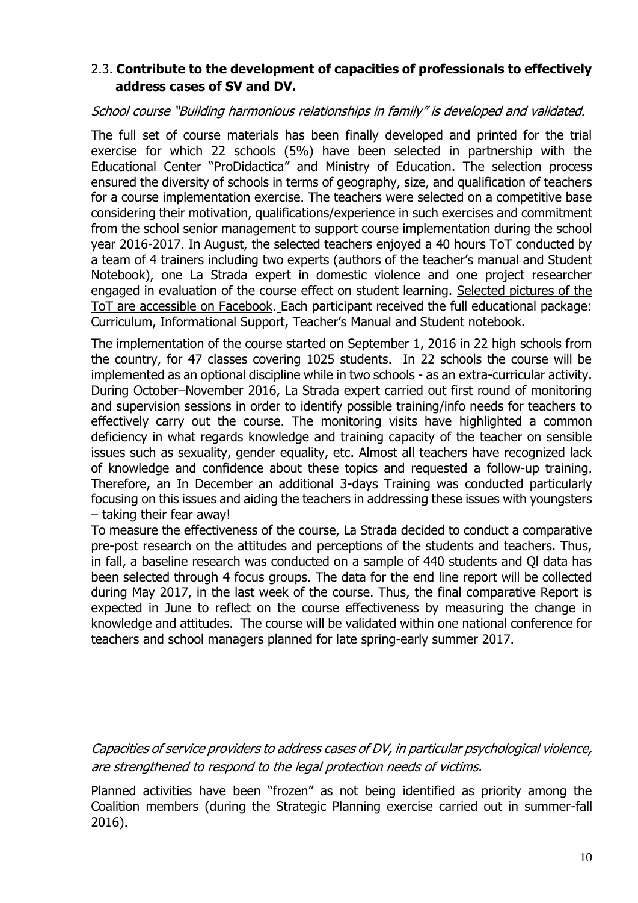## 2.3. **Contribute to the development of capacities of professionals to effectively address cases of SV and DV.**

*School course "Building harmonious relationships in family" is developed and validated.*

The full set of course materials has been finally developed and printed for the trial exercise for which 22 schools (5%) have been selected in partnership with the Educational Center "ProDidactica" and Ministry of Education. The selection process ensured the diversity of schools in terms of geography, size, and qualification of teachers for a course implementation exercise. The teachers were selected on a competitive base considering their motivation, qualifications/experience in such exercises and commitment from the school senior management to support course implementation during the school year 2016-2017. In August, the selected teachers enjoyed a 40 hours ToT conducted by a team of 4 trainers including two experts (authors of the teacher's manual and Student Notebook), one La Strada expert in domestic violence and one project researcher engaged in evaluation of the course effect on student learning. Selected pictures of the ToT are accessible on Facebook. Each participant received the full educational package: Curriculum, Informational Support, Teacher's Manual and Student notebook.

The implementation of the course started on September 1, 2016 in 22 high schools from the country, for 47 classes covering 1025 students. In 22 schools the course will be implemented as an optional discipline while in two schools - as an extra-curricular activity. During October–November 2016, La Strada expert carried out first round of monitoring and supervision sessions in order to identify possible training/info needs for teachers to effectively carry out the course. The monitoring visits have highlighted a common deficiency in what regards knowledge and training capacity of the teacher on sensible issues such as sexuality, gender equality, etc. Almost all teachers have recognized lack of knowledge and confidence about these topics and requested a follow-up training. Therefore, an In December an additional 3-days Training was conducted particularly focusing on this issues and aiding the teachers in addressing these issues with youngsters – taking their fear away!

To measure the effectiveness of the course, La Strada decided to conduct a comparative pre-post research on the attitudes and perceptions of the students and teachers. Thus, in fall, a baseline research was conducted on a sample of 440 students and Ql data has been selected through 4 focus groups. The data for the end line report will be collected during May 2017, in the last week of the course. Thus, the final comparative Report is expected in June to reflect on the course effectiveness by measuring the change in knowledge and attitudes. The course will be validated within one national conference for teachers and school managers planned for late spring-early summer 2017.

*Capacities of service providers to address cases of DV, in particular psychological violence, are strengthened to respond to the legal protection needs of victims.*

Planned activities have been "frozen" as not being identified as priority among the Coalition members (during the Strategic Planning exercise carried out in summer-fall 2016).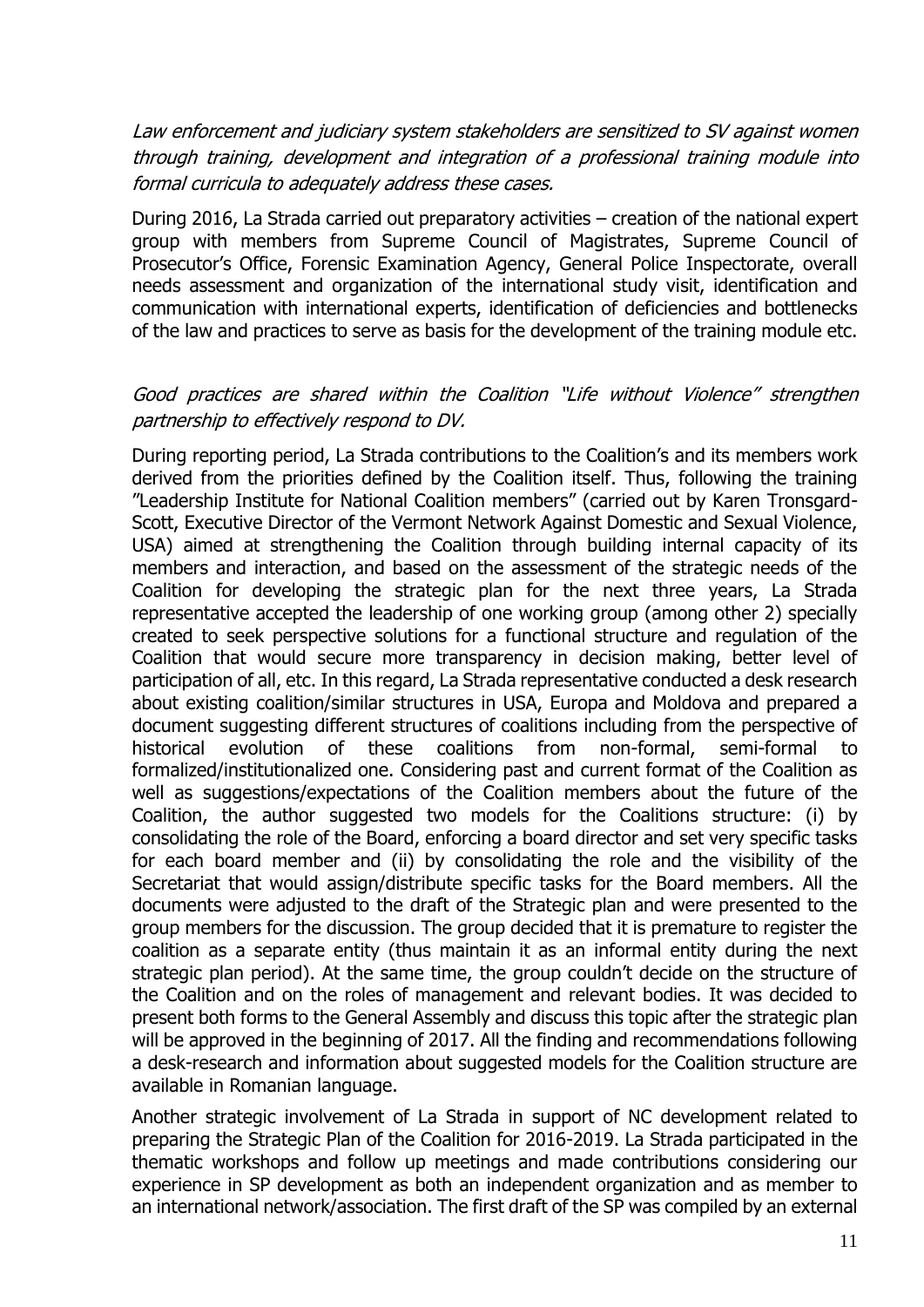*Law enforcement and judiciary system stakeholders are sensitized to SV against women through training, development and integration of a professional training module into formal curricula to adequately address these cases.*

During 2016, La Strada carried out preparatory activities – creation of the national expert group with members from Supreme Council of Magistrates, Supreme Council of Prosecutor's Office, Forensic Examination Agency, General Police Inspectorate, overall needs assessment and organization of the international study visit, identification and communication with international experts, identification of deficiencies and bottlenecks of the law and practices to serve as basis for the development of the training module etc.

*Good practices are shared within the Coalition "Life without Violence" strengthen partnership to effectively respond to DV.*

During reporting period, La Strada contributions to the Coalition's and its members work derived from the priorities defined by the Coalition itself. Thus, following the training "Leadership Institute for National Coalition members" (carried out by Karen Tronsgard-Scott, Executive Director of the Vermont Network Against Domestic and Sexual Violence, USA) aimed at strengthening the Coalition through building internal capacity of its members and interaction, and based on the assessment of the strategic needs of the Coalition for developing the strategic plan for the next three years, La Strada representative accepted the leadership of one working group (among other 2) specially created to seek perspective solutions for a functional structure and regulation of the Coalition that would secure more transparency in decision making, better level of participation of all, etc. In this regard, La Strada representative conducted a desk research about existing coalition/similar structures in USA, Europa and Moldova and prepared a document suggesting different structures of coalitions including from the perspective of historical evolution of these coalitions from non-formal, semi-formal to formalized/institutionalized one. Considering past and current format of the Coalition as well as suggestions/expectations of the Coalition members about the future of the Coalition, the author suggested two models for the Coalitions structure: (i) by consolidating the role of the Board, enforcing a board director and set very specific tasks for each board member and (ii) by consolidating the role and the visibility of the Secretariat that would assign/distribute specific tasks for the Board members. All the documents were adjusted to the draft of the Strategic plan and were presented to the group members for the discussion. The group decided that it is premature to register the coalition as a separate entity (thus maintain it as an informal entity during the next strategic plan period). At the same time, the group couldn't decide on the structure of the Coalition and on the roles of management and relevant bodies. It was decided to present both forms to the General Assembly and discuss this topic after the strategic plan will be approved in the beginning of 2017. All the finding and recommendations following a desk-research and information about suggested models for the Coalition structure are available in Romanian language.

Another strategic involvement of La Strada in support of NC development related to preparing the Strategic Plan of the Coalition for 2016-2019. La Strada participated in the thematic workshops and follow up meetings and made contributions considering our experience in SP development as both an independent organization and as member to an international network/association. The first draft of the SP was compiled by an external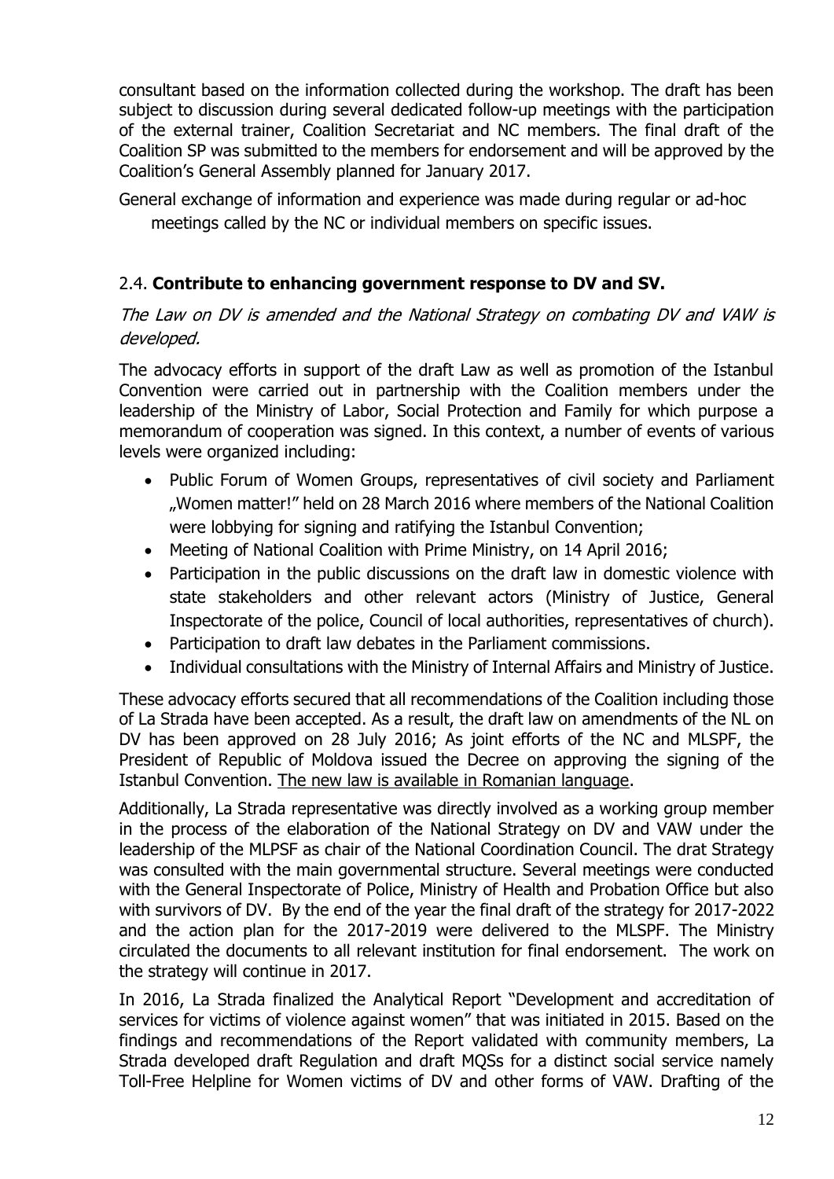consultant based on the information collected during the workshop. The draft has been subject to discussion during several dedicated follow-up meetings with the participation of the external trainer, Coalition Secretariat and NC members. The final draft of the Coalition SP was submitted to the members for endorsement and will be approved by the Coalition's General Assembly planned for January 2017.

General exchange of information and experience was made during regular or ad-hoc meetings called by the NC or individual members on specific issues.

## 2.4. **Contribute to enhancing government response to DV and SV.**

*The Law on DV is amended and the National Strategy on combating DV and VAW is developed.*

The advocacy efforts in support of the draft Law as well as promotion of the Istanbul Convention were carried out in partnership with the Coalition members under the leadership of the Ministry of Labor, Social Protection and Family for which purpose a memorandum of cooperation was signed. In this context, a number of events of various levels were organized including:

- Public Forum of Women Groups, representatives of civil society and Parliament „Women matter!" held on 28 March 2016 where members of the National Coalition were lobbying for signing and ratifying the Istanbul Convention;
- Meeting of National Coalition with Prime Ministry, on 14 April 2016;
- Participation in the public discussions on the draft law in domestic violence with state stakeholders and other relevant actors (Ministry of Justice, General Inspectorate of the police, Council of local authorities, representatives of church).
- Participation to draft law debates in the Parliament commissions.
- Individual consultations with the Ministry of Internal Affairs and Ministry of Justice.

These advocacy efforts secured that all recommendations of the Coalition including those of La Strada have been accepted. As a result, the draft law on amendments of the NL on DV has been approved on 28 July 2016; As joint efforts of the NC and MLSPF, the President of Republic of Moldova issued the Decree on approving the signing of the Istanbul Convention. The new law is available in Romanian language.

Additionally, La Strada representative was directly involved as a working group member in the process of the elaboration of the National Strategy on DV and VAW under the leadership of the MLPSF as chair of the National Coordination Council. The drat Strategy was consulted with the main governmental structure. Several meetings were conducted with the General Inspectorate of Police, Ministry of Health and Probation Office but also with survivors of DV. By the end of the year the final draft of the strategy for 2017-2022 and the action plan for the 2017-2019 were delivered to the MLSPF. The Ministry circulated the documents to all relevant institution for final endorsement. The work on the strategy will continue in 2017.

In 2016, La Strada finalized the Analytical Report "Development and accreditation of services for victims of violence against women" that was initiated in 2015. Based on the findings and recommendations of the Report validated with community members, La Strada developed draft Regulation and draft MQSs for a distinct social service namely Toll-Free Helpline for Women victims of DV and other forms of VAW. Drafting of the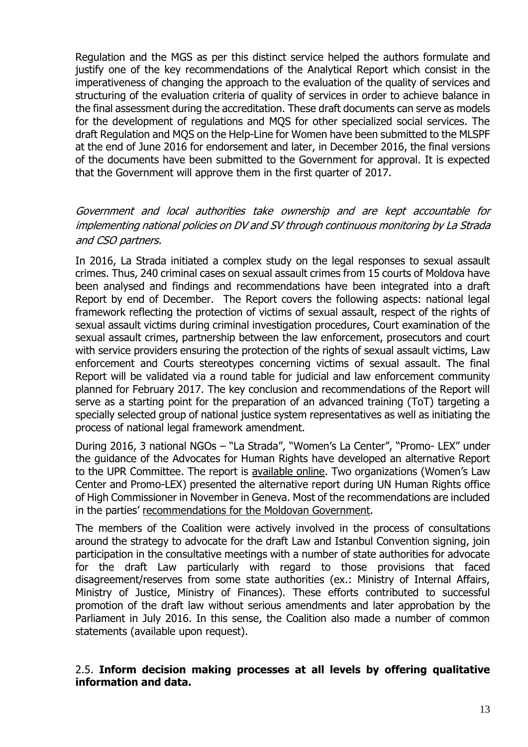Regulation and the MGS as per this distinct service helped the authors formulate and justify one of the key recommendations of the Analytical Report which consist in the imperativeness of changing the approach to the evaluation of the quality of services and structuring of the evaluation criteria of quality of services in order to achieve balance in the final assessment during the accreditation. These draft documents can serve as models for the development of regulations and MQS for other specialized social services. The draft Regulation and MQS on the Help-Line for Women have been submitted to the MLSPF at the end of June 2016 for endorsement and later, in December 2016, the final versions of the documents have been submitted to the Government for approval. It is expected that the Government will approve them in the first quarter of 2017.

*Government and local authorities take ownership and are kept accountable for implementing national policies on DV and SV through continuous monitoring by La Strada and CSO partners.*

In 2016, La Strada initiated a complex study on the legal responses to sexual assault crimes. Thus, 240 criminal cases on sexual assault crimes from 15 courts of Moldova have been analysed and findings and recommendations have been integrated into a draft Report by end of December. The Report covers the following aspects: national legal framework reflecting the protection of victims of sexual assault, respect of the rights of sexual assault victims during criminal investigation procedures, Court examination of the sexual assault crimes, partnership between the law enforcement, prosecutors and court with service providers ensuring the protection of the rights of sexual assault victims, Law enforcement and Courts stereotypes concerning victims of sexual assault. The final Report will be validated via a round table for judicial and law enforcement community planned for February 2017. The key conclusion and recommendations of the Report will serve as a starting point for the preparation of an advanced training (ToT) targeting a specially selected group of national justice system representatives as well as initiating the process of national legal framework amendment.

During 2016, 3 national NGOs – "La Strada", "Women's La Center", "Promo- LEX" under the guidance of the Advocates for Human Rights have developed an alternative Report to the UPR Committee. The report is available online. Two organizations (Women's Law Center and Promo-LEX) presented the alternative report during UN Human Rights office of High Commissioner in November in Geneva. Most of the recommendations are included in the parties' recommendations for the Moldovan Government.

The members of the Coalition were actively involved in the process of consultations around the strategy to advocate for the draft Law and Istanbul Convention signing, join participation in the consultative meetings with a number of state authorities for advocate for the draft Law particularly with regard to those provisions that faced disagreement/reserves from some state authorities (ex.: Ministry of Internal Affairs, Ministry of Justice, Ministry of Finances). These efforts contributed to successful promotion of the draft law without serious amendments and later approbation by the Parliament in July 2016. In this sense, the Coalition also made a number of common statements (available upon request).

## 2.5. **Inform decision making processes at all levels by offering qualitative information and data.**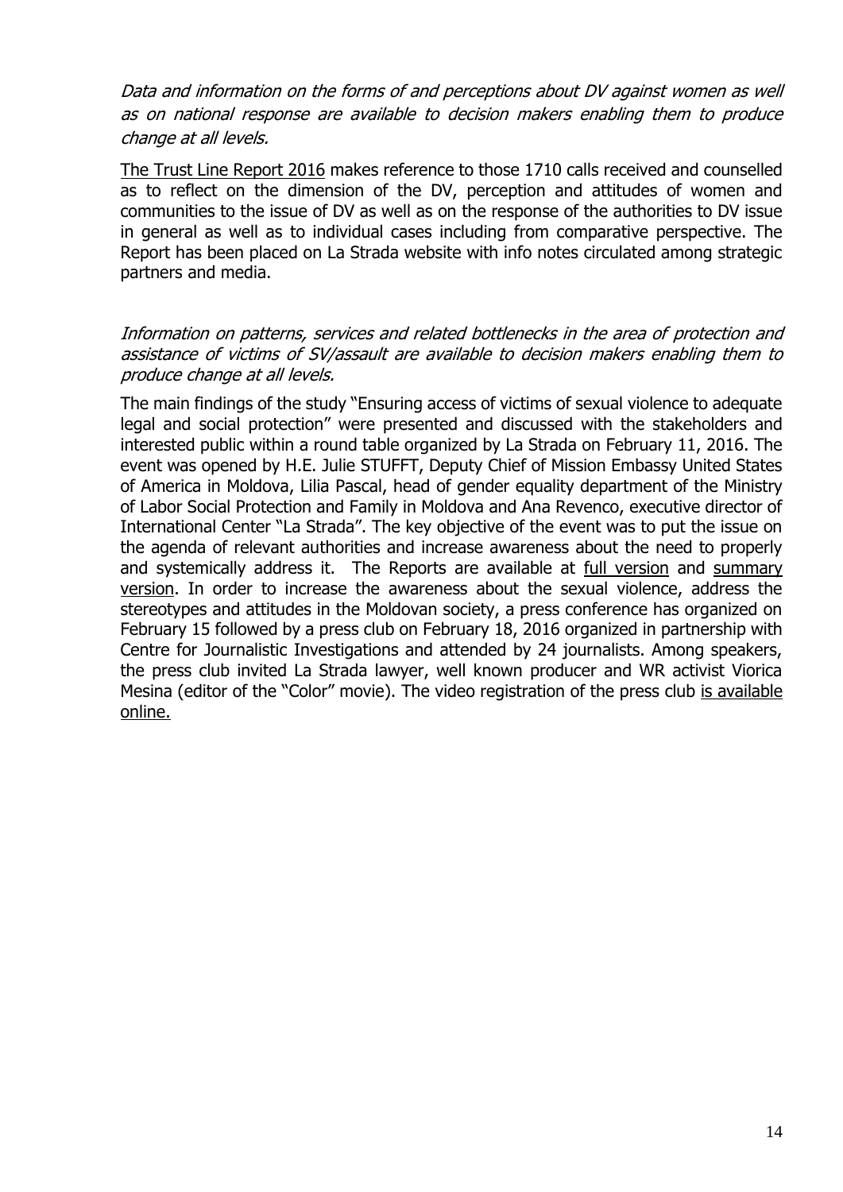*Data and information on the forms of and perceptions about DV against women as well as on national response are available to decision makers enabling them to produce change at all levels.*

The Trust Line Report 2016 makes reference to those 1710 calls received and counselled as to reflect on the dimension of the DV, perception and attitudes of women and communities to the issue of DV as well as on the response of the authorities to DV issue in general as well as to individual cases including from comparative perspective. The Report has been placed on La Strada website with info notes circulated among strategic partners and media.

*Information on patterns, services and related bottlenecks in the area of protection and assistance of victims of SV/assault are available to decision makers enabling them to produce change at all levels.*

The main findings of the study "Ensuring access of victims of sexual violence to adequate legal and social protection" were presented and discussed with the stakeholders and interested public within a round table organized by La Strada on February 11, 2016. The event was opened by H.E. Julie STUFFT, Deputy Chief of Mission Embassy United States of America in Moldova, Lilia Pascal, head of gender equality department of the Ministry of Labor Social Protection and Family in Moldova and Ana Revenco, executive director of International Center "La Strada". The key objective of the event was to put the issue on the agenda of relevant authorities and increase awareness about the need to properly and systemically address it. The Reports are available at full version and summary version. In order to increase the awareness about the sexual violence, address the stereotypes and attitudes in the Moldovan society, a press conference has organized on February 15 followed by a press club on February 18, 2016 organized in partnership with Centre for Journalistic Investigations and attended by 24 journalists. Among speakers, the press club invited La Strada lawyer, well known producer and WR activist Viorica Mesina (editor of the "Color" movie). The video registration of the press club is available online.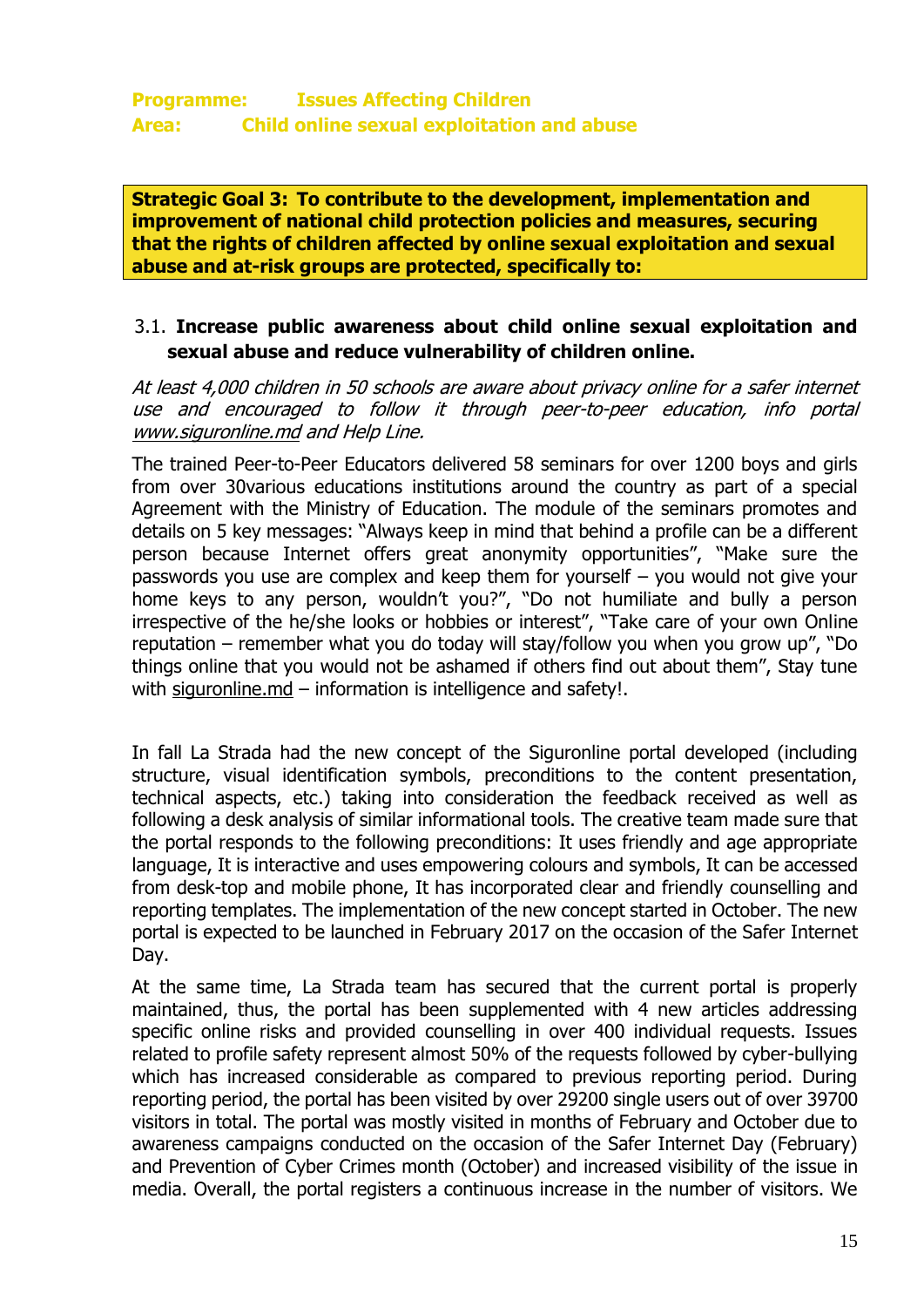**Programme: Issues Affecting Children**
**Area: Child online sexual exploitation and abuse**

**Strategic Goal 3: To contribute to the development, implementation and improvement of national child protection policies and measures, securing that the rights of children affected by online sexual exploitation and sexual abuse and at-risk groups are protected, specifically to:**

3.1. **Increase public awareness about child online sexual exploitation and sexual abuse and reduce vulnerability of children online.**

*At least 4,000 children in 50 schools are aware about privacy online for a safer internet use and encouraged to follow it through peer-to-peer education, info portal www.siguronline.md and Help Line.*

The trained Peer-to-Peer Educators delivered 58 seminars for over 1200 boys and girls from over 30various educations institutions around the country as part of a special Agreement with the Ministry of Education. The module of the seminars promotes and details on 5 key messages: "Always keep in mind that behind a profile can be a different person because Internet offers great anonymity opportunities", "Make sure the passwords you use are complex and keep them for yourself – you would not give your home keys to any person, wouldn't you?", "Do not humiliate and bully a person irrespective of the he/she looks or hobbies or interest", "Take care of your own Online reputation – remember what you do today will stay/follow you when you grow up", "Do things online that you would not be ashamed if others find out about them", Stay tune with siguronline.md – information is intelligence and safety!.

In fall La Strada had the new concept of the Siguronline portal developed (including structure, visual identification symbols, preconditions to the content presentation, technical aspects, etc.) taking into consideration the feedback received as well as following a desk analysis of similar informational tools. The creative team made sure that the portal responds to the following preconditions: It uses friendly and age appropriate language, It is interactive and uses empowering colours and symbols, It can be accessed from desk-top and mobile phone, It has incorporated clear and friendly counselling and reporting templates. The implementation of the new concept started in October. The new portal is expected to be launched in February 2017 on the occasion of the Safer Internet Day.

At the same time, La Strada team has secured that the current portal is properly maintained, thus, the portal has been supplemented with 4 new articles addressing specific online risks and provided counselling in over 400 individual requests. Issues related to profile safety represent almost 50% of the requests followed by cyber-bullying which has increased considerable as compared to previous reporting period. During reporting period, the portal has been visited by over 29200 single users out of over 39700 visitors in total. The portal was mostly visited in months of February and October due to awareness campaigns conducted on the occasion of the Safer Internet Day (February) and Prevention of Cyber Crimes month (October) and increased visibility of the issue in media. Overall, the portal registers a continuous increase in the number of visitors. We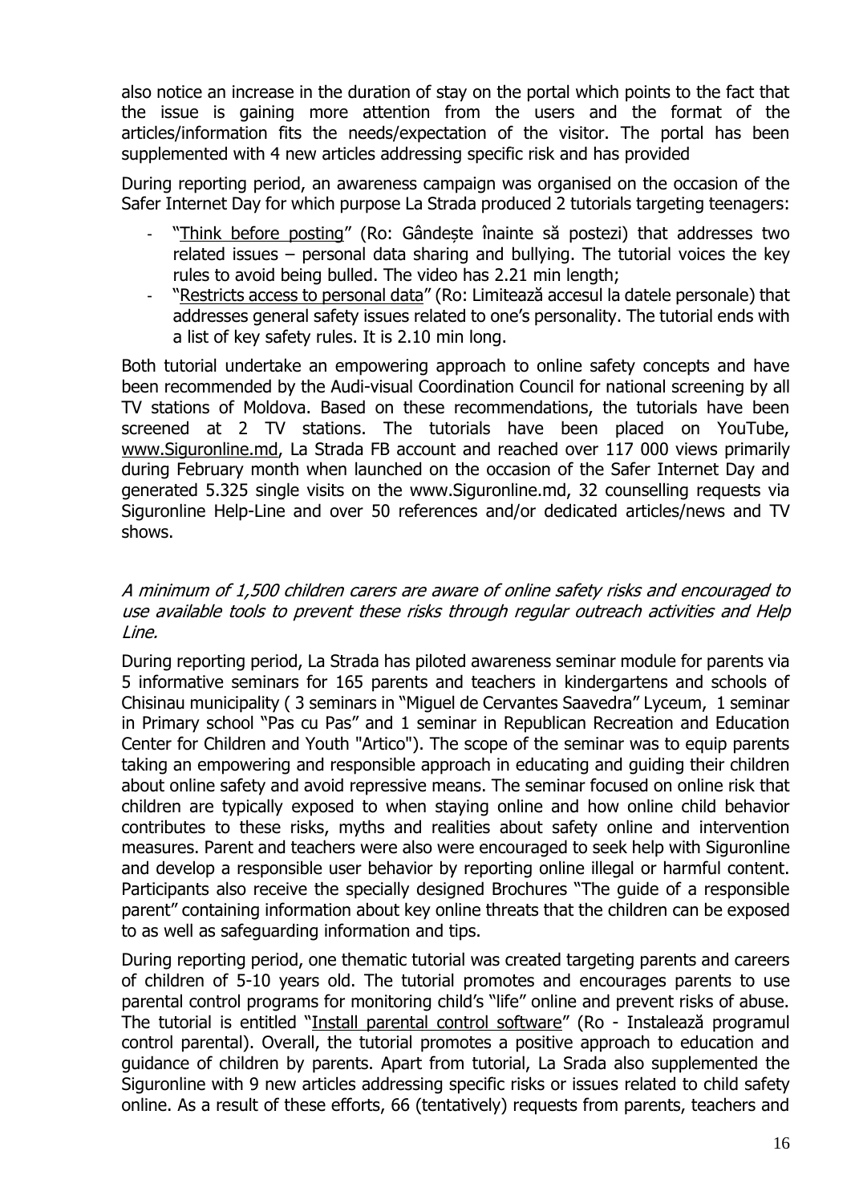also notice an increase in the duration of stay on the portal which points to the fact that the issue is gaining more attention from the users and the format of the articles/information fits the needs/expectation of the visitor. The portal has been supplemented with 4 new articles addressing specific risk and has provided

During reporting period, an awareness campaign was organised on the occasion of the Safer Internet Day for which purpose La Strada produced 2 tutorials targeting teenagers:

- "Think before posting" (Ro: Gândește înainte să postezi) that addresses two related issues – personal data sharing and bullying. The tutorial voices the key rules to avoid being bulled. The video has 2.21 min length;
- "Restricts access to personal data" (Ro: Limitează accesul la datele personale) that addresses general safety issues related to one's personality. The tutorial ends with a list of key safety rules. It is 2.10 min long.

Both tutorial undertake an empowering approach to online safety concepts and have been recommended by the Audi-visual Coordination Council for national screening by all TV stations of Moldova. Based on these recommendations, the tutorials have been screened at 2 TV stations. The tutorials have been placed on YouTube, www.Siguronline.md, La Strada FB account and reached over 117 000 views primarily during February month when launched on the occasion of the Safer Internet Day and generated 5.325 single visits on the www.Siguronline.md, 32 counselling requests via Siguronline Help-Line and over 50 references and/or dedicated articles/news and TV shows.

*A minimum of 1,500 children carers are aware of online safety risks and encouraged to use available tools to prevent these risks through regular outreach activities and Help Line.*

During reporting period, La Strada has piloted awareness seminar module for parents via 5 informative seminars for 165 parents and teachers in kindergartens and schools of Chisinau municipality ( 3 seminars in "Miguel de Cervantes Saavedra" Lyceum, 1 seminar in Primary school "Pas cu Pas" and 1 seminar in Republican Recreation and Education Center for Children and Youth "Artico"). The scope of the seminar was to equip parents taking an empowering and responsible approach in educating and guiding their children about online safety and avoid repressive means. The seminar focused on online risk that children are typically exposed to when staying online and how online child behavior contributes to these risks, myths and realities about safety online and intervention measures. Parent and teachers were also were encouraged to seek help with Siguronline and develop a responsible user behavior by reporting online illegal or harmful content. Participants also receive the specially designed Brochures "The guide of a responsible parent" containing information about key online threats that the children can be exposed to as well as safeguarding information and tips.

During reporting period, one thematic tutorial was created targeting parents and careers of children of 5-10 years old. The tutorial promotes and encourages parents to use parental control programs for monitoring child's "life" online and prevent risks of abuse. The tutorial is entitled "Install parental control software" (Ro - Instalează programul control parental). Overall, the tutorial promotes a positive approach to education and guidance of children by parents. Apart from tutorial, La Srada also supplemented the Siguronline with 9 new articles addressing specific risks or issues related to child safety online. As a result of these efforts, 66 (tentatively) requests from parents, teachers and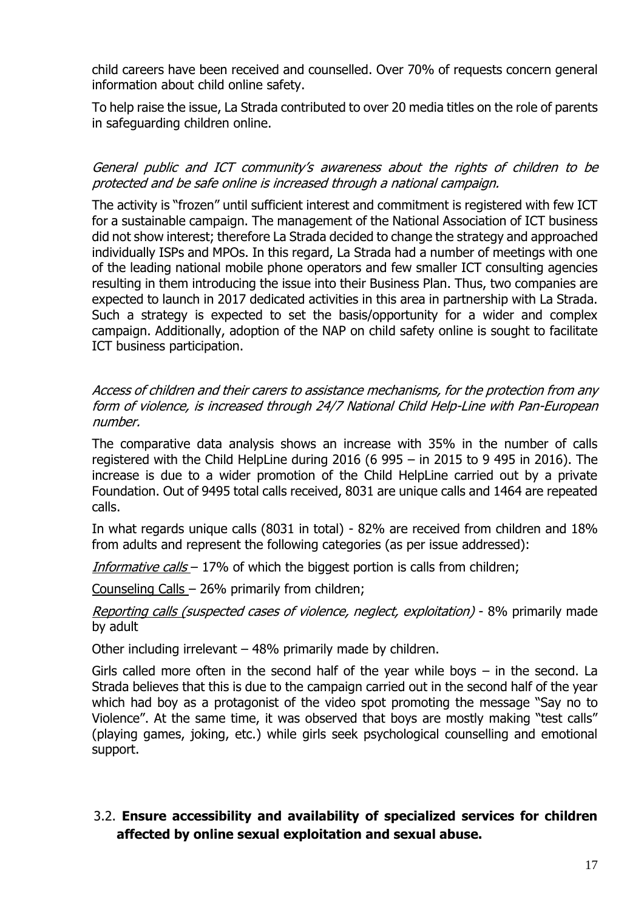child careers have been received and counselled. Over 70% of requests concern general information about child online safety.

To help raise the issue, La Strada contributed to over 20 media titles on the role of parents in safeguarding children online.

*General public and ICT community's awareness about the rights of children to be protected and be safe online is increased through a national campaign.*

The activity is "frozen" until sufficient interest and commitment is registered with few ICT for a sustainable campaign. The management of the National Association of ICT business did not show interest; therefore La Strada decided to change the strategy and approached individually ISPs and MPOs. In this regard, La Strada had a number of meetings with one of the leading national mobile phone operators and few smaller ICT consulting agencies resulting in them introducing the issue into their Business Plan. Thus, two companies are expected to launch in 2017 dedicated activities in this area in partnership with La Strada. Such a strategy is expected to set the basis/opportunity for a wider and complex campaign. Additionally, adoption of the NAP on child safety online is sought to facilitate ICT business participation.

*Access of children and their carers to assistance mechanisms, for the protection from any form of violence, is increased through 24/7 National Child Help-Line with Pan-European number.*

The comparative data analysis shows an increase with 35% in the number of calls registered with the Child HelpLine during 2016 (6 995 – in 2015 to 9 495 in 2016). The increase is due to a wider promotion of the Child HelpLine carried out by a private Foundation. Out of 9495 total calls received, 8031 are unique calls and 1464 are repeated calls.

In what regards unique calls (8031 in total) - 82% are received from children and 18% from adults and represent the following categories (as per issue addressed):

*Informative calls* – 17% of which the biggest portion is calls from children;

Counseling Calls – 26% primarily from children;

*Reporting calls (suspected cases of violence, neglect, exploitation)* - 8% primarily made by adult

Other including irrelevant – 48% primarily made by children.

Girls called more often in the second half of the year while boys – in the second. La Strada believes that this is due to the campaign carried out in the second half of the year which had boy as a protagonist of the video spot promoting the message "Say no to Violence". At the same time, it was observed that boys are mostly making "test calls" (playing games, joking, etc.) while girls seek psychological counselling and emotional support.

### 3.2. **Ensure accessibility and availability of specialized services for children affected by online sexual exploitation and sexual abuse.**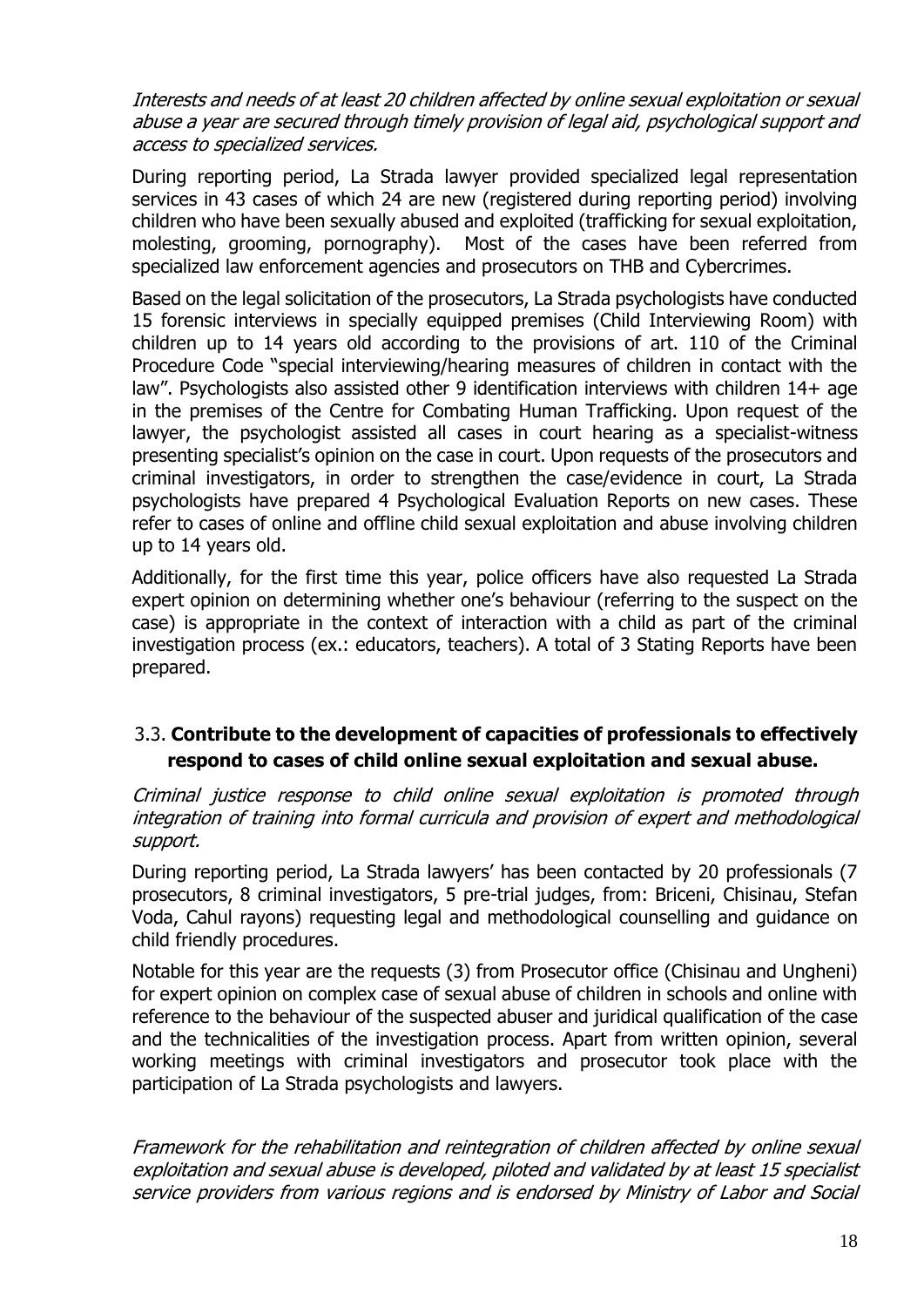*Interests and needs of at least 20 children affected by online sexual exploitation or sexual abuse a year are secured through timely provision of legal aid, psychological support and access to specialized services.*

During reporting period, La Strada lawyer provided specialized legal representation services in 43 cases of which 24 are new (registered during reporting period) involving children who have been sexually abused and exploited (trafficking for sexual exploitation, molesting, grooming, pornography). Most of the cases have been referred from specialized law enforcement agencies and prosecutors on THB and Cybercrimes.

Based on the legal solicitation of the prosecutors, La Strada psychologists have conducted 15 forensic interviews in specially equipped premises (Child Interviewing Room) with children up to 14 years old according to the provisions of art. 110 of the Criminal Procedure Code "special interviewing/hearing measures of children in contact with the law". Psychologists also assisted other 9 identification interviews with children 14+ age in the premises of the Centre for Combating Human Trafficking. Upon request of the lawyer, the psychologist assisted all cases in court hearing as a specialist-witness presenting specialist's opinion on the case in court. Upon requests of the prosecutors and criminal investigators, in order to strengthen the case/evidence in court, La Strada psychologists have prepared 4 Psychological Evaluation Reports on new cases. These refer to cases of online and offline child sexual exploitation and abuse involving children up to 14 years old.

Additionally, for the first time this year, police officers have also requested La Strada expert opinion on determining whether one's behaviour (referring to the suspect on the case) is appropriate in the context of interaction with a child as part of the criminal investigation process (ex.: educators, teachers). A total of 3 Stating Reports have been prepared.

### 3.3. **Contribute to the development of capacities of professionals to effectively respond to cases of child online sexual exploitation and sexual abuse.**

*Criminal justice response to child online sexual exploitation is promoted through integration of training into formal curricula and provision of expert and methodological support.*

During reporting period, La Strada lawyers' has been contacted by 20 professionals (7 prosecutors, 8 criminal investigators, 5 pre-trial judges, from: Briceni, Chisinau, Stefan Voda, Cahul rayons) requesting legal and methodological counselling and guidance on child friendly procedures.

Notable for this year are the requests (3) from Prosecutor office (Chisinau and Ungheni) for expert opinion on complex case of sexual abuse of children in schools and online with reference to the behaviour of the suspected abuser and juridical qualification of the case and the technicalities of the investigation process. Apart from written opinion, several working meetings with criminal investigators and prosecutor took place with the participation of La Strada psychologists and lawyers.

*Framework for the rehabilitation and reintegration of children affected by online sexual exploitation and sexual abuse is developed, piloted and validated by at least 15 specialist service providers from various regions and is endorsed by Ministry of Labor and Social*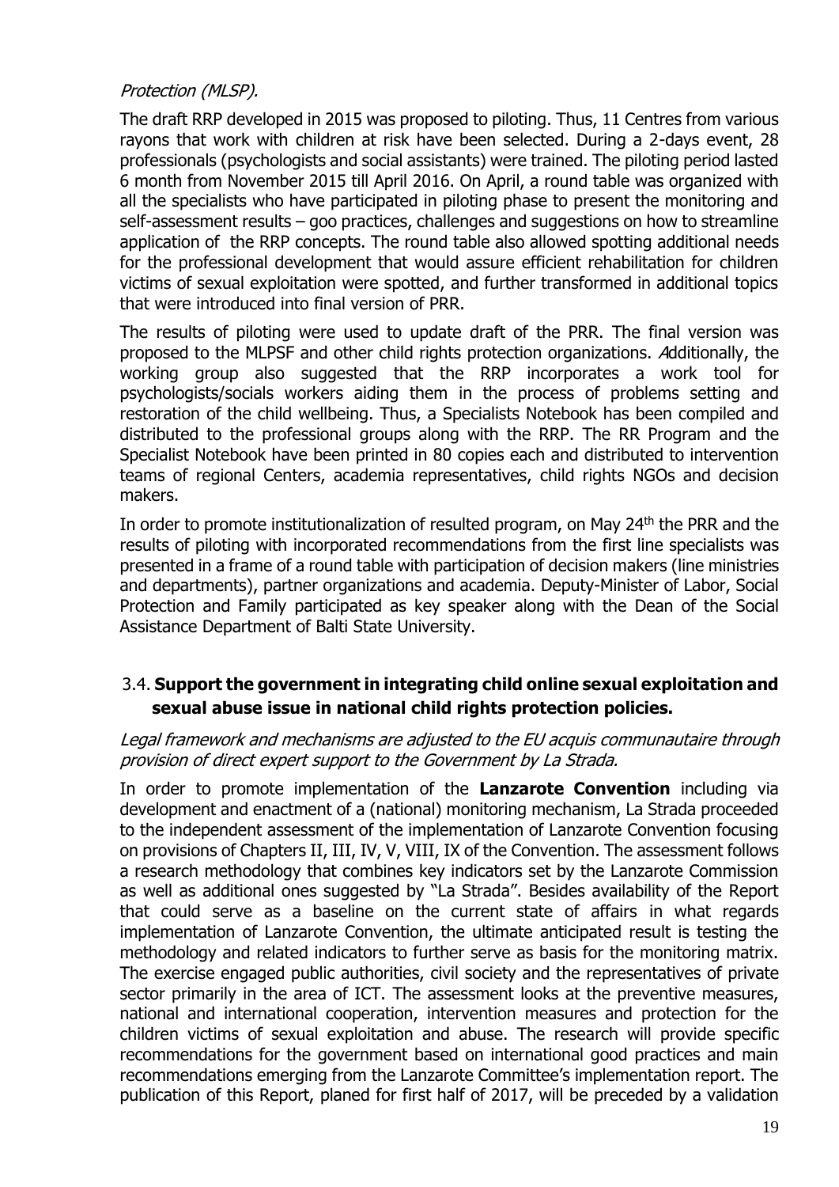*Protection (MLSP).*

The draft RRP developed in 2015 was proposed to piloting. Thus, 11 Centres from various rayons that work with children at risk have been selected. During a 2-days event, 28 professionals (psychologists and social assistants) were trained. The piloting period lasted 6 month from November 2015 till April 2016. On April, a round table was organized with all the specialists who have participated in piloting phase to present the monitoring and self-assessment results – goo practices, challenges and suggestions on how to streamline application of the RRP concepts. The round table also allowed spotting additional needs for the professional development that would assure efficient rehabilitation for children victims of sexual exploitation were spotted, and further transformed in additional topics that were introduced into final version of PRR.

The results of piloting were used to update draft of the PRR. The final version was proposed to the MLPSF and other child rights protection organizations. *A*dditionally, the working group also suggested that the RRP incorporates a work tool for psychologists/socials workers aiding them in the process of problems setting and restoration of the child wellbeing. Thus, a Specialists Notebook has been compiled and distributed to the professional groups along with the RRP. The RR Program and the Specialist Notebook have been printed in 80 copies each and distributed to intervention teams of regional Centers, academia representatives, child rights NGOs and decision makers.

In order to promote institutionalization of resulted program, on May 24th the PRR and the results of piloting with incorporated recommendations from the first line specialists was presented in a frame of a round table with participation of decision makers (line ministries and departments), partner organizations and academia. Deputy-Minister of Labor, Social Protection and Family participated as key speaker along with the Dean of the Social Assistance Department of Balti State University.

### 3.4. **Support the government in integrating child online sexual exploitation and sexual abuse issue in national child rights protection policies.**

*Legal framework and mechanisms are adjusted to the EU acquis communautaire through provision of direct expert support to the Government by La Strada.*

In order to promote implementation of the **Lanzarote Convention** including via development and enactment of a (national) monitoring mechanism, La Strada proceeded to the independent assessment of the implementation of Lanzarote Convention focusing on provisions of Chapters II, III, IV, V, VIII, IX of the Convention. The assessment follows a research methodology that combines key indicators set by the Lanzarote Commission as well as additional ones suggested by "La Strada". Besides availability of the Report that could serve as a baseline on the current state of affairs in what regards implementation of Lanzarote Convention, the ultimate anticipated result is testing the methodology and related indicators to further serve as basis for the monitoring matrix. The exercise engaged public authorities, civil society and the representatives of private sector primarily in the area of ICT. The assessment looks at the preventive measures, national and international cooperation, intervention measures and protection for the children victims of sexual exploitation and abuse. The research will provide specific recommendations for the government based on international good practices and main recommendations emerging from the Lanzarote Committee's implementation report. The publication of this Report, planed for first half of 2017, will be preceded by a validation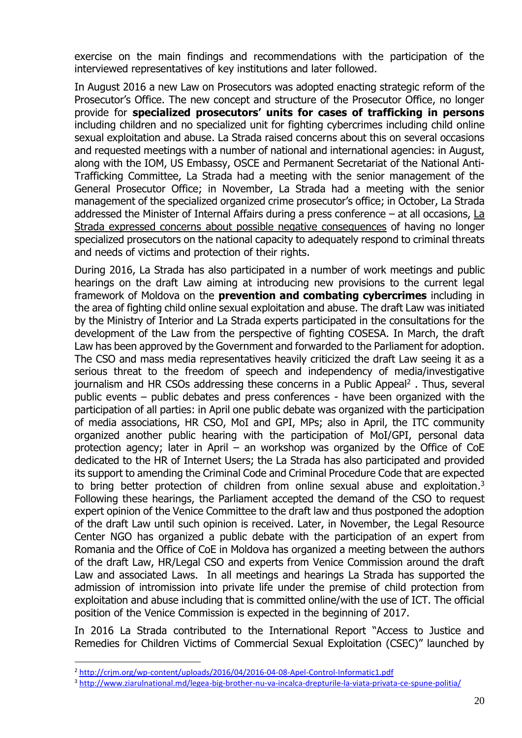exercise on the main findings and recommendations with the participation of the interviewed representatives of key institutions and later followed.

In August 2016 a new Law on Prosecutors was adopted enacting strategic reform of the Prosecutor's Office. The new concept and structure of the Prosecutor Office, no longer provide for **specialized prosecutors' units for cases of trafficking in persons** including children and no specialized unit for fighting cybercrimes including child online sexual exploitation and abuse. La Strada raised concerns about this on several occasions and requested meetings with a number of national and international agencies: in August, along with the IOM, US Embassy, OSCE and Permanent Secretariat of the National Anti-Trafficking Committee, La Strada had a meeting with the senior management of the General Prosecutor Office; in November, La Strada had a meeting with the senior management of the specialized organized crime prosecutor's office; in October, La Strada addressed the Minister of Internal Affairs during a press conference – at all occasions, La Strada expressed concerns about possible negative consequences of having no longer specialized prosecutors on the national capacity to adequately respond to criminal threats and needs of victims and protection of their rights.

During 2016, La Strada has also participated in a number of work meetings and public hearings on the draft Law aiming at introducing new provisions to the current legal framework of Moldova on the **prevention and combating cybercrimes** including in the area of fighting child online sexual exploitation and abuse. The draft Law was initiated by the Ministry of Interior and La Strada experts participated in the consultations for the development of the Law from the perspective of fighting COSESA. In March, the draft Law has been approved by the Government and forwarded to the Parliament for adoption. The CSO and mass media representatives heavily criticized the draft Law seeing it as a serious threat to the freedom of speech and independency of media/investigative journalism and HR CSOs addressing these concerns in a Public Appeal[2] . Thus, several public events – public debates and press conferences - have been organized with the participation of all parties: in April one public debate was organized with the participation of media associations, HR CSO, MoI and GPI, MPs; also in April, the ITC community organized another public hearing with the participation of MoI/GPI, personal data protection agency; later in April – an workshop was organized by the Office of CoE dedicated to the HR of Internet Users; the La Strada has also participated and provided its support to amending the Criminal Code and Criminal Procedure Code that are expected to bring better protection of children from online sexual abuse and exploitation.[3] Following these hearings, the Parliament accepted the demand of the CSO to request expert opinion of the Venice Committee to the draft law and thus postponed the adoption of the draft Law until such opinion is received. Later, in November, the Legal Resource Center NGO has organized a public debate with the participation of an expert from Romania and the Office of CoE in Moldova has organized a meeting between the authors of the draft Law, HR/Legal CSO and experts from Venice Commission around the draft Law and associated Laws. In all meetings and hearings La Strada has supported the admission of intromission into private life under the premise of child protection from exploitation and abuse including that is committed online/with the use of ICT. The official position of the Venice Commission is expected in the beginning of 2017.

In 2016 La Strada contributed to the International Report "Access to Justice and Remedies for Children Victims of Commercial Sexual Exploitation (CSEC)" launched by

[2] http://crjm.org/wp-content/uploads/2016/04/2016-04-08-Apel-Control-Informatic1.pdf

[3] http://www.ziarulnational.md/legea-big-brother-nu-va-incalca-drepturile-la-viata-privata-ce-spune-politia/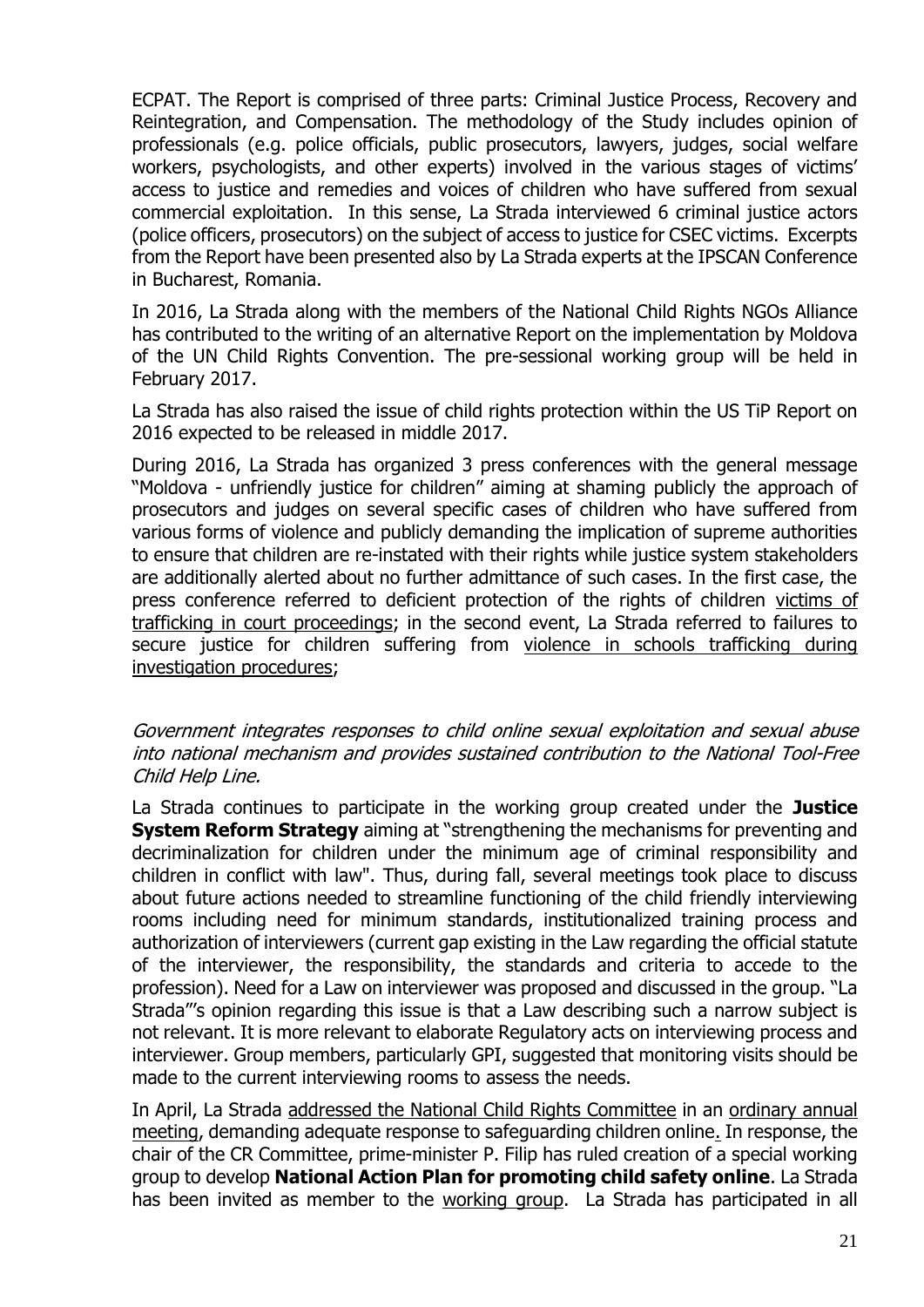ECPAT. The Report is comprised of three parts: Criminal Justice Process, Recovery and Reintegration, and Compensation. The methodology of the Study includes opinion of professionals (e.g. police officials, public prosecutors, lawyers, judges, social welfare workers, psychologists, and other experts) involved in the various stages of victims' access to justice and remedies and voices of children who have suffered from sexual commercial exploitation. In this sense, La Strada interviewed 6 criminal justice actors (police officers, prosecutors) on the subject of access to justice for CSEC victims. Excerpts from the Report have been presented also by La Strada experts at the IPSCAN Conference in Bucharest, Romania.

In 2016, La Strada along with the members of the National Child Rights NGOs Alliance has contributed to the writing of an alternative Report on the implementation by Moldova of the UN Child Rights Convention. The pre-sessional working group will be held in February 2017.

La Strada has also raised the issue of child rights protection within the US TiP Report on 2016 expected to be released in middle 2017.

During 2016, La Strada has organized 3 press conferences with the general message "Moldova - unfriendly justice for children" aiming at shaming publicly the approach of prosecutors and judges on several specific cases of children who have suffered from various forms of violence and publicly demanding the implication of supreme authorities to ensure that children are re-instated with their rights while justice system stakeholders are additionally alerted about no further admittance of such cases. In the first case, the press conference referred to deficient protection of the rights of children victims of trafficking in court proceedings; in the second event, La Strada referred to failures to secure justice for children suffering from violence in schools trafficking during investigation procedures;

*Government integrates responses to child online sexual exploitation and sexual abuse into national mechanism and provides sustained contribution to the National Tool-Free Child Help Line.*

La Strada continues to participate in the working group created under the **Justice System Reform Strategy** aiming at "strengthening the mechanisms for preventing and decriminalization for children under the minimum age of criminal responsibility and children in conflict with law". Thus, during fall, several meetings took place to discuss about future actions needed to streamline functioning of the child friendly interviewing rooms including need for minimum standards, institutionalized training process and authorization of interviewers (current gap existing in the Law regarding the official statute of the interviewer, the responsibility, the standards and criteria to accede to the profession). Need for a Law on interviewer was proposed and discussed in the group. "La Strada"'s opinion regarding this issue is that a Law describing such a narrow subject is not relevant. It is more relevant to elaborate Regulatory acts on interviewing process and interviewer. Group members, particularly GPI, suggested that monitoring visits should be made to the current interviewing rooms to assess the needs.

In April, La Strada addressed the National Child Rights Committee in an ordinary annual meeting, demanding adequate response to safeguarding children online. In response, the chair of the CR Committee, prime-minister P. Filip has ruled creation of a special working group to develop **National Action Plan for promoting child safety online**. La Strada has been invited as member to the working group. La Strada has participated in all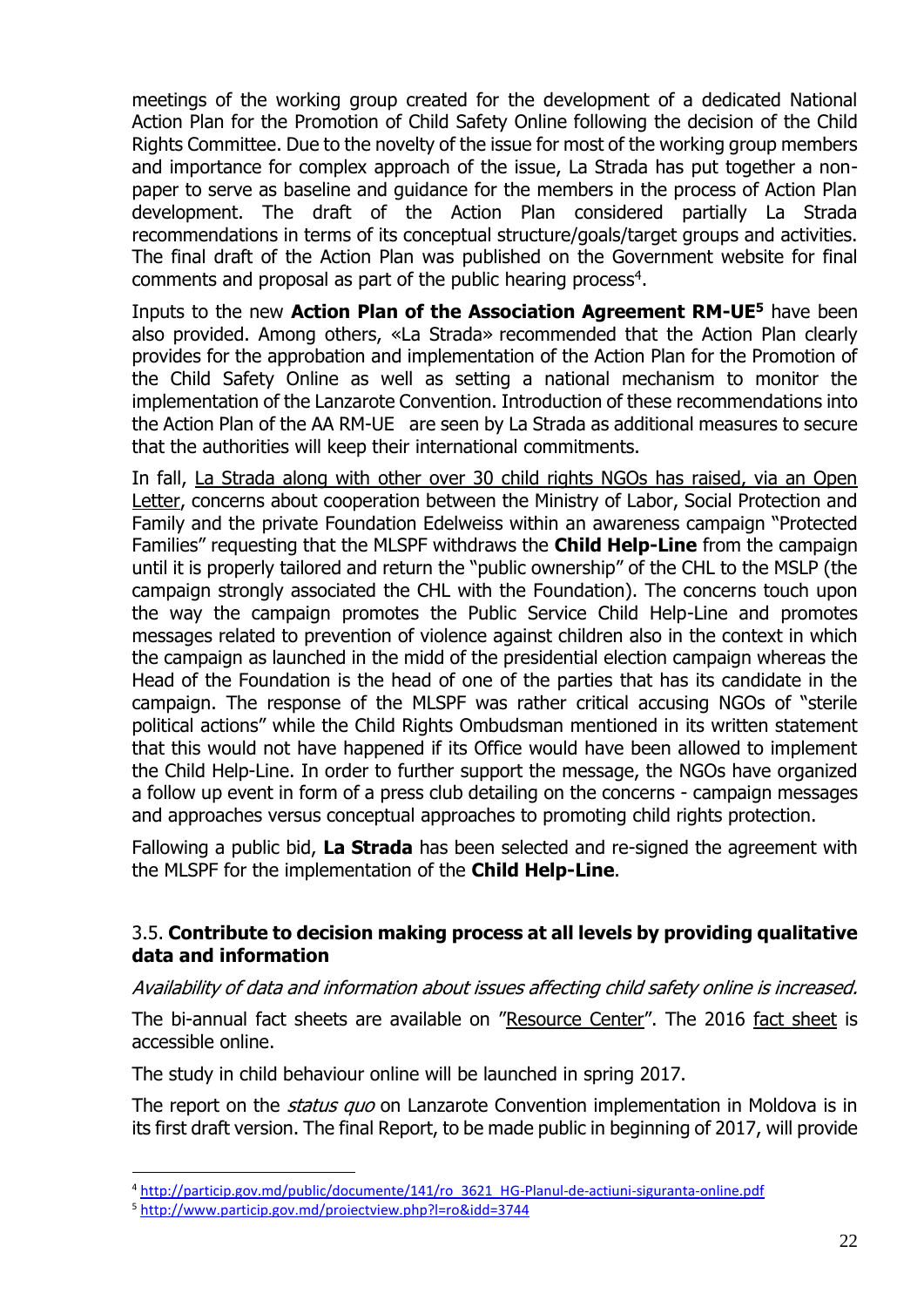meetings of the working group created for the development of a dedicated National Action Plan for the Promotion of Child Safety Online following the decision of the Child Rights Committee. Due to the novelty of the issue for most of the working group members and importance for complex approach of the issue, La Strada has put together a non-paper to serve as baseline and guidance for the members in the process of Action Plan development. The draft of the Action Plan considered partially La Strada recommendations in terms of its conceptual structure/goals/target groups and activities. The final draft of the Action Plan was published on the Government website for final comments and proposal as part of the public hearing process[4].

Inputs to the new **Action Plan of the Association Agreement RM-UE[5]** have been also provided. Among others, «La Strada» recommended that the Action Plan clearly provides for the approbation and implementation of the Action Plan for the Promotion of the Child Safety Online as well as setting a national mechanism to monitor the implementation of the Lanzarote Convention. Introduction of these recommendations into the Action Plan of the AA RM-UE are seen by La Strada as additional measures to secure that the authorities will keep their international commitments.

In fall, La Strada along with other over 30 child rights NGOs has raised, via an Open Letter, concerns about cooperation between the Ministry of Labor, Social Protection and Family and the private Foundation Edelweiss within an awareness campaign "Protected Families" requesting that the MLSPF withdraws the **Child Help-Line** from the campaign until it is properly tailored and return the "public ownership" of the CHL to the MSLP (the campaign strongly associated the CHL with the Foundation). The concerns touch upon the way the campaign promotes the Public Service Child Help-Line and promotes messages related to prevention of violence against children also in the context in which the campaign as launched in the midd of the presidential election campaign whereas the Head of the Foundation is the head of one of the parties that has its candidate in the campaign. The response of the MLSPF was rather critical accusing NGOs of "sterile political actions" while the Child Rights Ombudsman mentioned in its written statement that this would not have happened if its Office would have been allowed to implement the Child Help-Line. In order to further support the message, the NGOs have organized a follow up event in form of a press club detailing on the concerns - campaign messages and approaches versus conceptual approaches to promoting child rights protection.

Fallowing a public bid, **La Strada** has been selected and re-signed the agreement with the MLSPF for the implementation of the **Child Help-Line**.

### 3.5. **Contribute to decision making process at all levels by providing qualitative data and information**

*Availability of data and information about issues affecting child safety online is increased.*

The bi-annual fact sheets are available on "Resource Center". The 2016 fact sheet is accessible online.

The study in child behaviour online will be launched in spring 2017.

The report on the *status quo* on Lanzarote Convention implementation in Moldova is in its first draft version. The final Report, to be made public in beginning of 2017, will provide

---

[4] http://particip.gov.md/public/documente/141/ro_3621_HG-Planul-de-actiuni-siguranta-online.pdf

[5] http://www.particip.gov.md/proiectview.php?l=ro&idd=3744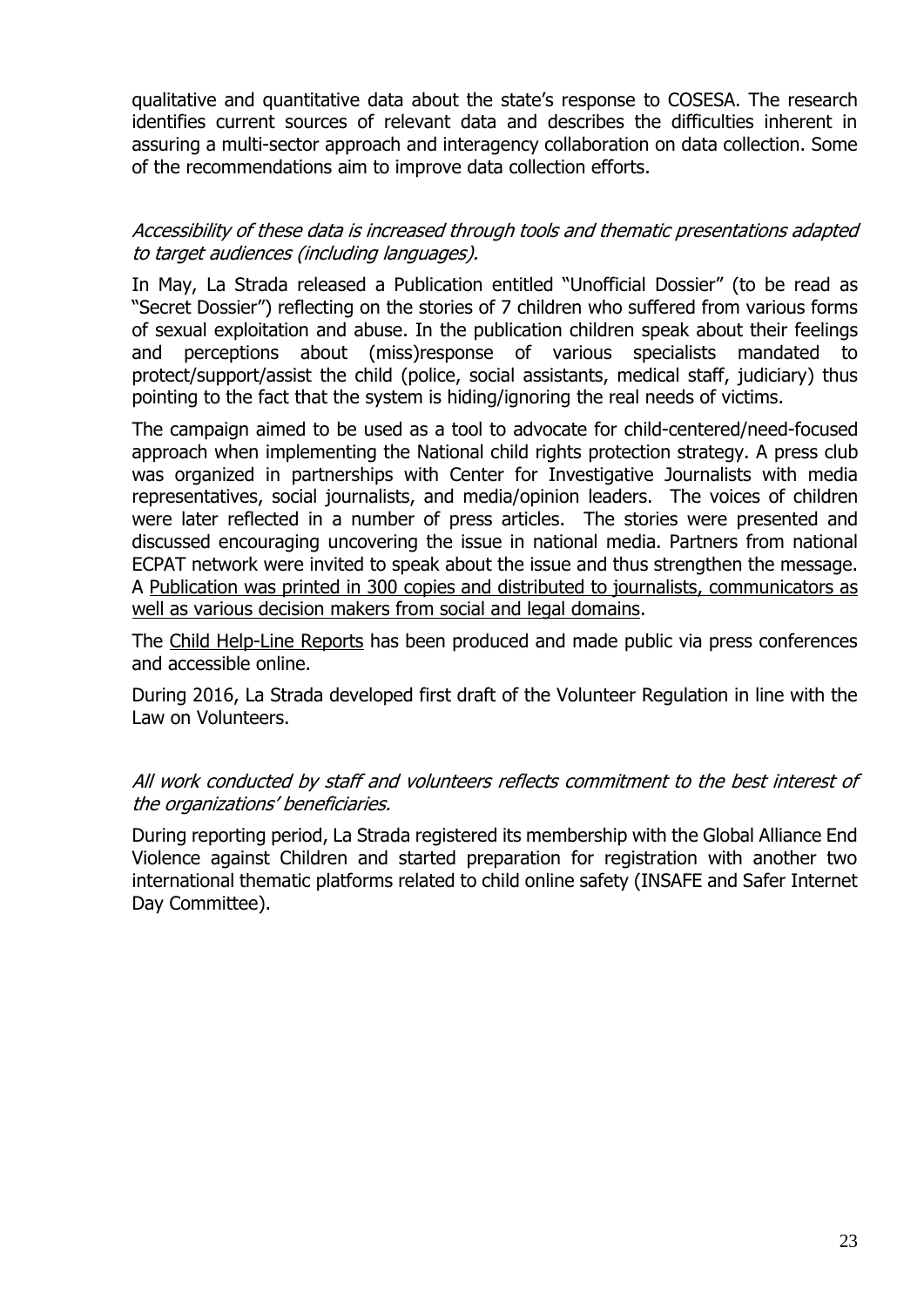qualitative and quantitative data about the state's response to COSESA. The research identifies current sources of relevant data and describes the difficulties inherent in assuring a multi-sector approach and interagency collaboration on data collection. Some of the recommendations aim to improve data collection efforts.

*Accessibility of these data is increased through tools and thematic presentations adapted to target audiences (including languages).*

In May, La Strada released a Publication entitled "Unofficial Dossier" (to be read as "Secret Dossier") reflecting on the stories of 7 children who suffered from various forms of sexual exploitation and abuse. In the publication children speak about their feelings and perceptions about (miss)response of various specialists mandated to protect/support/assist the child (police, social assistants, medical staff, judiciary) thus pointing to the fact that the system is hiding/ignoring the real needs of victims.

The campaign aimed to be used as a tool to advocate for child-centered/need-focused approach when implementing the National child rights protection strategy. A press club was organized in partnerships with Center for Investigative Journalists with media representatives, social journalists, and media/opinion leaders. The voices of children were later reflected in a number of press articles. The stories were presented and discussed encouraging uncovering the issue in national media. Partners from national ECPAT network were invited to speak about the issue and thus strengthen the message. A Publication was printed in 300 copies and distributed to journalists, communicators as well as various decision makers from social and legal domains.

The Child Help-Line Reports has been produced and made public via press conferences and accessible online.

During 2016, La Strada developed first draft of the Volunteer Regulation in line with the Law on Volunteers.

*All work conducted by staff and volunteers reflects commitment to the best interest of the organizations' beneficiaries.*

During reporting period, La Strada registered its membership with the Global Alliance End Violence against Children and started preparation for registration with another two international thematic platforms related to child online safety (INSAFE and Safer Internet Day Committee).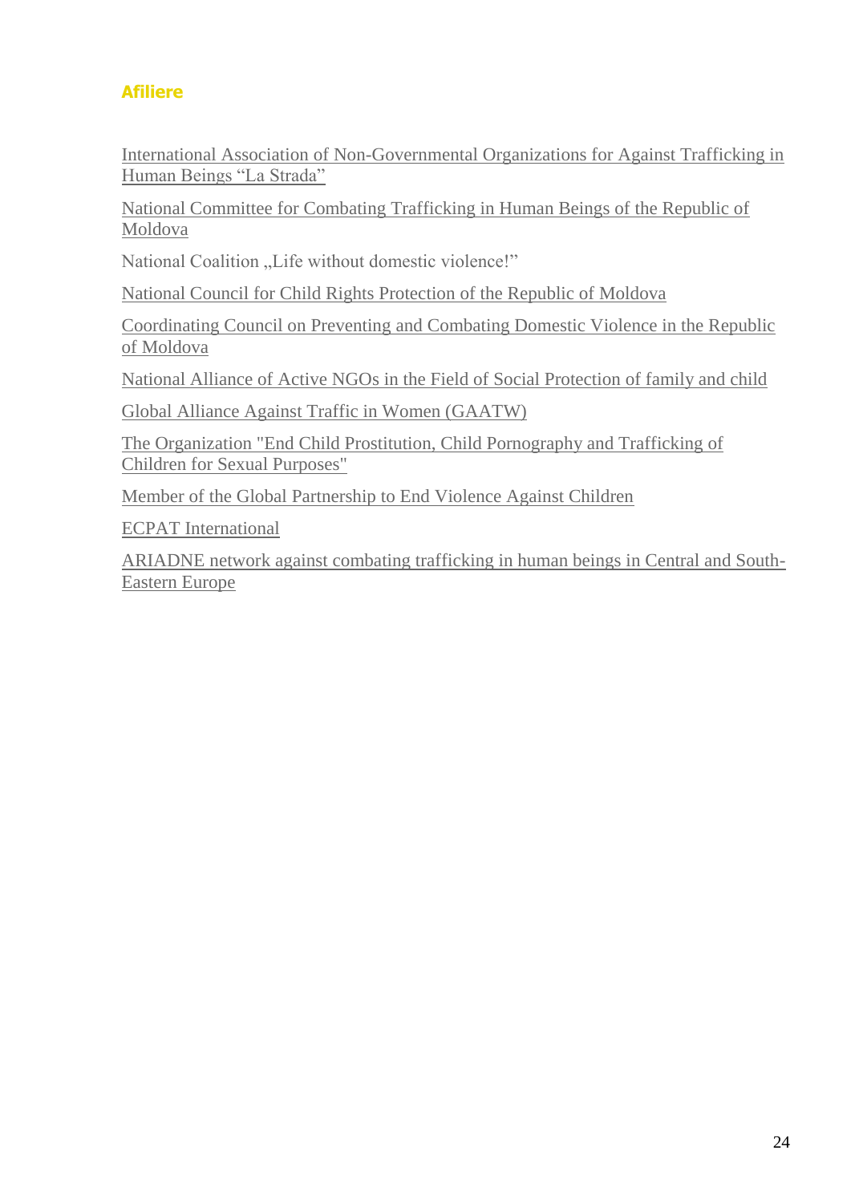## Afiliere

International Association of Non-Governmental Organizations for Against Trafficking in Human Beings "La Strada"

National Committee for Combating Trafficking in Human Beings of the Republic of Moldova

National Coalition „Life without domestic violence!"

National Council for Child Rights Protection of the Republic of Moldova

Coordinating Council on Preventing and Combating Domestic Violence in the Republic of Moldova

National Alliance of Active NGOs in the Field of Social Protection of family and child

Global Alliance Against Traffic in Women (GAATW)

The Organization "End Child Prostitution, Child Pornography and Trafficking of Children for Sexual Purposes"

Member of the Global Partnership to End Violence Against Children

ECPAT International

ARIADNE network against combating trafficking in human beings in Central and South-Eastern Europe